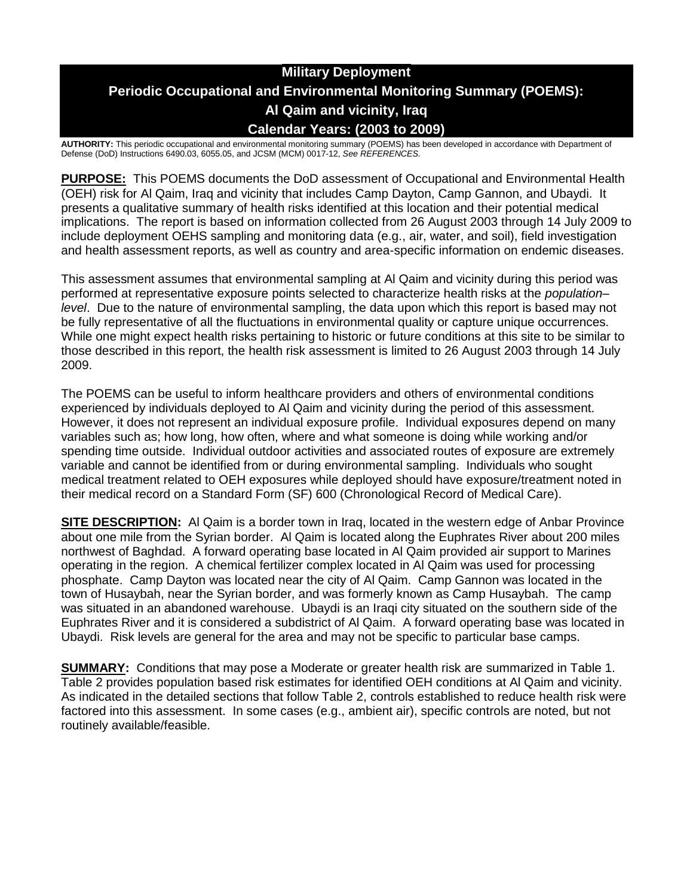# Military Deployment
# Periodic Occupational and Environmental Monitoring Summary (POEMS): Al Qaim and vicinity, Iraq
# Calendar Years: (2003 to 2009)

**AUTHORITY:** This periodic occupational and environmental monitoring summary (POEMS) has been developed in accordance with Department of Defense (DoD) Instructions 6490.03, 6055.05, and JCSM (MCM) 0017-12, *See REFERENCES.*

**PURPOSE:** This POEMS documents the DoD assessment of Occupational and Environmental Health (OEH) risk for Al Qaim, Iraq and vicinity that includes Camp Dayton, Camp Gannon, and Ubaydi. It presents a qualitative summary of health risks identified at this location and their potential medical implications. The report is based on information collected from 26 August 2003 through 14 July 2009 to include deployment OEHS sampling and monitoring data (e.g., air, water, and soil), field investigation and health assessment reports, as well as country and area-specific information on endemic diseases.

This assessment assumes that environmental sampling at Al Qaim and vicinity during this period was performed at representative exposure points selected to characterize health risks at the *population–level*. Due to the nature of environmental sampling, the data upon which this report is based may not be fully representative of all the fluctuations in environmental quality or capture unique occurrences. While one might expect health risks pertaining to historic or future conditions at this site to be similar to those described in this report, the health risk assessment is limited to 26 August 2003 through 14 July 2009.

The POEMS can be useful to inform healthcare providers and others of environmental conditions experienced by individuals deployed to Al Qaim and vicinity during the period of this assessment. However, it does not represent an individual exposure profile. Individual exposures depend on many variables such as; how long, how often, where and what someone is doing while working and/or spending time outside. Individual outdoor activities and associated routes of exposure are extremely variable and cannot be identified from or during environmental sampling. Individuals who sought medical treatment related to OEH exposures while deployed should have exposure/treatment noted in their medical record on a Standard Form (SF) 600 (Chronological Record of Medical Care).

**SITE DESCRIPTION:** Al Qaim is a border town in Iraq, located in the western edge of Anbar Province about one mile from the Syrian border. Al Qaim is located along the Euphrates River about 200 miles northwest of Baghdad. A forward operating base located in Al Qaim provided air support to Marines operating in the region. A chemical fertilizer complex located in Al Qaim was used for processing phosphate. Camp Dayton was located near the city of Al Qaim. Camp Gannon was located in the town of Husaybah, near the Syrian border, and was formerly known as Camp Husaybah. The camp was situated in an abandoned warehouse. Ubaydi is an Iraqi city situated on the southern side of the Euphrates River and it is considered a subdistrict of Al Qaim. A forward operating base was located in Ubaydi. Risk levels are general for the area and may not be specific to particular base camps.

**SUMMARY:** Conditions that may pose a Moderate or greater health risk are summarized in Table 1. Table 2 provides population based risk estimates for identified OEH conditions at Al Qaim and vicinity. As indicated in the detailed sections that follow Table 2, controls established to reduce health risk were factored into this assessment. In some cases (e.g., ambient air), specific controls are noted, but not routinely available/feasible.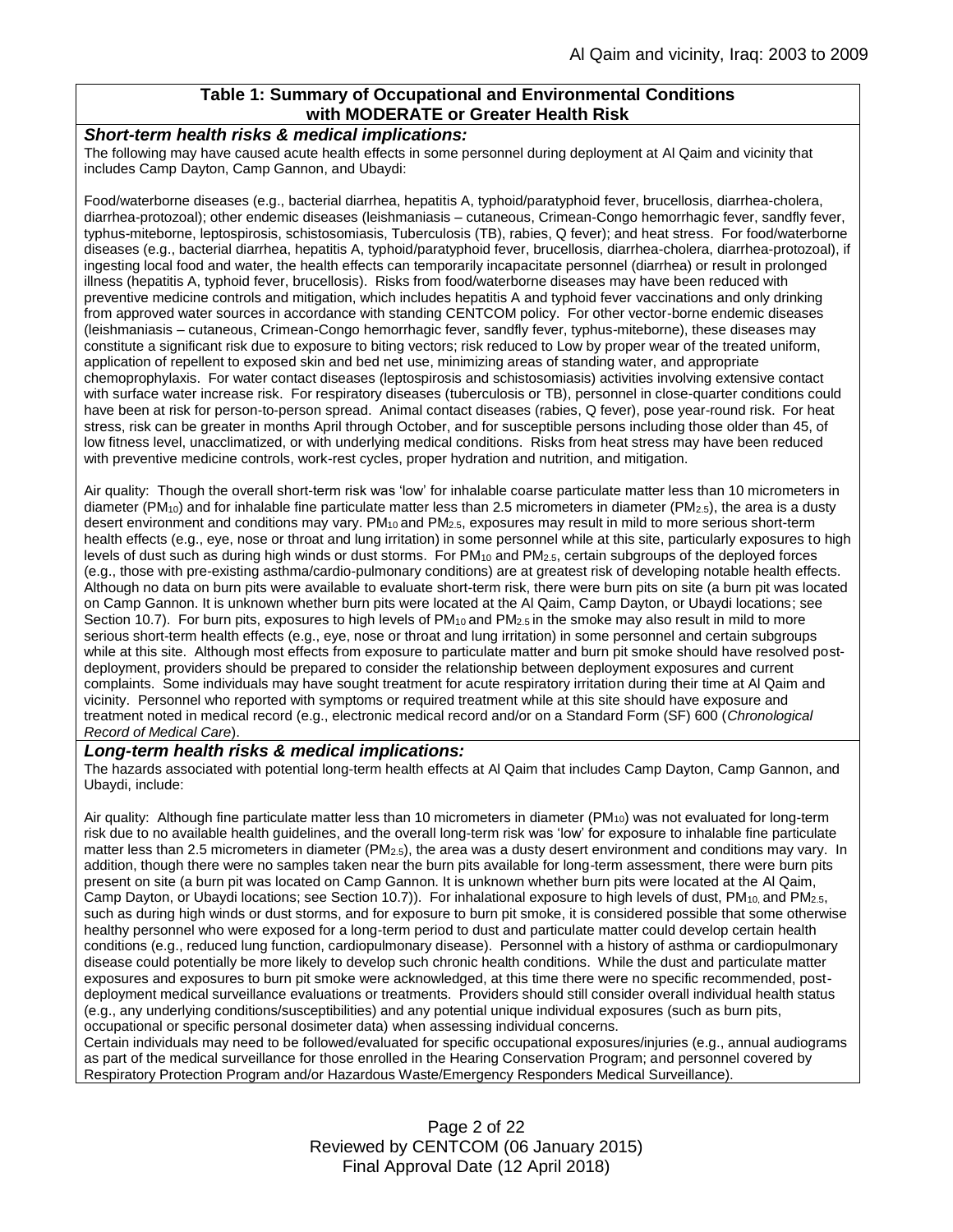### Table 1: Summary of Occupational and Environmental Conditions with MODERATE or Greater Health Risk

***Short-term health risks & medical implications:***

The following may have caused acute health effects in some personnel during deployment at Al Qaim and vicinity that includes Camp Dayton, Camp Gannon, and Ubaydi:

Food/waterborne diseases (e.g., bacterial diarrhea, hepatitis A, typhoid/paratyphoid fever, brucellosis, diarrhea-cholera, diarrhea-protozoal); other endemic diseases (leishmaniasis – cutaneous, Crimean-Congo hemorrhagic fever, sandfly fever, typhus-miteborne, leptospirosis, schistosomiasis, Tuberculosis (TB), rabies, Q fever); and heat stress. For food/waterborne diseases (e.g., bacterial diarrhea, hepatitis A, typhoid/paratyphoid fever, brucellosis, diarrhea-cholera, diarrhea-protozoal), if ingesting local food and water, the health effects can temporarily incapacitate personnel (diarrhea) or result in prolonged illness (hepatitis A, typhoid fever, brucellosis). Risks from food/waterborne diseases may have been reduced with preventive medicine controls and mitigation, which includes hepatitis A and typhoid fever vaccinations and only drinking from approved water sources in accordance with standing CENTCOM policy. For other vector-borne endemic diseases (leishmaniasis – cutaneous, Crimean-Congo hemorrhagic fever, sandfly fever, typhus-miteborne), these diseases may constitute a significant risk due to exposure to biting vectors; risk reduced to Low by proper wear of the treated uniform, application of repellent to exposed skin and bed net use, minimizing areas of standing water, and appropriate chemoprophylaxis. For water contact diseases (leptospirosis and schistosomiasis) activities involving extensive contact with surface water increase risk. For respiratory diseases (tuberculosis or TB), personnel in close-quarter conditions could have been at risk for person-to-person spread. Animal contact diseases (rabies, Q fever), pose year-round risk. For heat stress, risk can be greater in months April through October, and for susceptible persons including those older than 45, of low fitness level, unacclimatized, or with underlying medical conditions. Risks from heat stress may have been reduced with preventive medicine controls, work-rest cycles, proper hydration and nutrition, and mitigation.

Air quality: Though the overall short-term risk was 'low' for inhalable coarse particulate matter less than 10 micrometers in diameter ($PM_{10}$) and for inhalable fine particulate matter less than 2.5 micrometers in diameter ($PM_{2.5}$), the area is a dusty desert environment and conditions may vary. $PM_{10}$ and $PM_{2.5}$, exposures may result in mild to more serious short-term health effects (e.g., eye, nose or throat and lung irritation) in some personnel while at this site, particularly exposures to high levels of dust such as during high winds or dust storms. For $PM_{10}$ and $PM_{2.5}$, certain subgroups of the deployed forces (e.g., those with pre-existing asthma/cardio-pulmonary conditions) are at greatest risk of developing notable health effects. Although no data on burn pits were available to evaluate short-term risk, there were burn pits on site (a burn pit was located on Camp Gannon. It is unknown whether burn pits were located at the Al Qaim, Camp Dayton, or Ubaydi locations; see Section 10.7). For burn pits, exposures to high levels of $PM_{10}$ and $PM_{2.5}$ in the smoke may also result in mild to more serious short-term health effects (e.g., eye, nose or throat and lung irritation) in some personnel and certain subgroups while at this site. Although most effects from exposure to particulate matter and burn pit smoke should have resolved post-deployment, providers should be prepared to consider the relationship between deployment exposures and current complaints. Some individuals may have sought treatment for acute respiratory irritation during their time at Al Qaim and vicinity. Personnel who reported with symptoms or required treatment while at this site should have exposure and treatment noted in medical record (e.g., electronic medical record and/or on a Standard Form (SF) 600 (*Chronological Record of Medical Care*).

***Long-term health risks & medical implications:***

The hazards associated with potential long-term health effects at Al Qaim that includes Camp Dayton, Camp Gannon, and Ubaydi, include:

Air quality: Although fine particulate matter less than 10 micrometers in diameter ($PM_{10}$) was not evaluated for long-term risk due to no available health guidelines, and the overall long-term risk was 'low' for exposure to inhalable fine particulate matter less than 2.5 micrometers in diameter ($PM_{2.5}$), the area was a dusty desert environment and conditions may vary. In addition, though there were no samples taken near the burn pits available for long-term assessment, there were burn pits present on site (a burn pit was located on Camp Gannon. It is unknown whether burn pits were located at the Al Qaim, Camp Dayton, or Ubaydi locations; see Section 10.7)). For inhalational exposure to high levels of dust, $PM_{10}$, and $PM_{2.5}$, such as during high winds or dust storms, and for exposure to burn pit smoke, it is considered possible that some otherwise healthy personnel who were exposed for a long-term period to dust and particulate matter could develop certain health conditions (e.g., reduced lung function, cardiopulmonary disease). Personnel with a history of asthma or cardiopulmonary disease could potentially be more likely to develop such chronic health conditions. While the dust and particulate matter exposures and exposures to burn pit smoke were acknowledged, at this time there were no specific recommended, post-deployment medical surveillance evaluations or treatments. Providers should still consider overall individual health status (e.g., any underlying conditions/susceptibilities) and any potential unique individual exposures (such as burn pits, occupational or specific personal dosimeter data) when assessing individual concerns.

Certain individuals may need to be followed/evaluated for specific occupational exposures/injuries (e.g., annual audiograms as part of the medical surveillance for those enrolled in the Hearing Conservation Program; and personnel covered by Respiratory Protection Program and/or Hazardous Waste/Emergency Responders Medical Surveillance).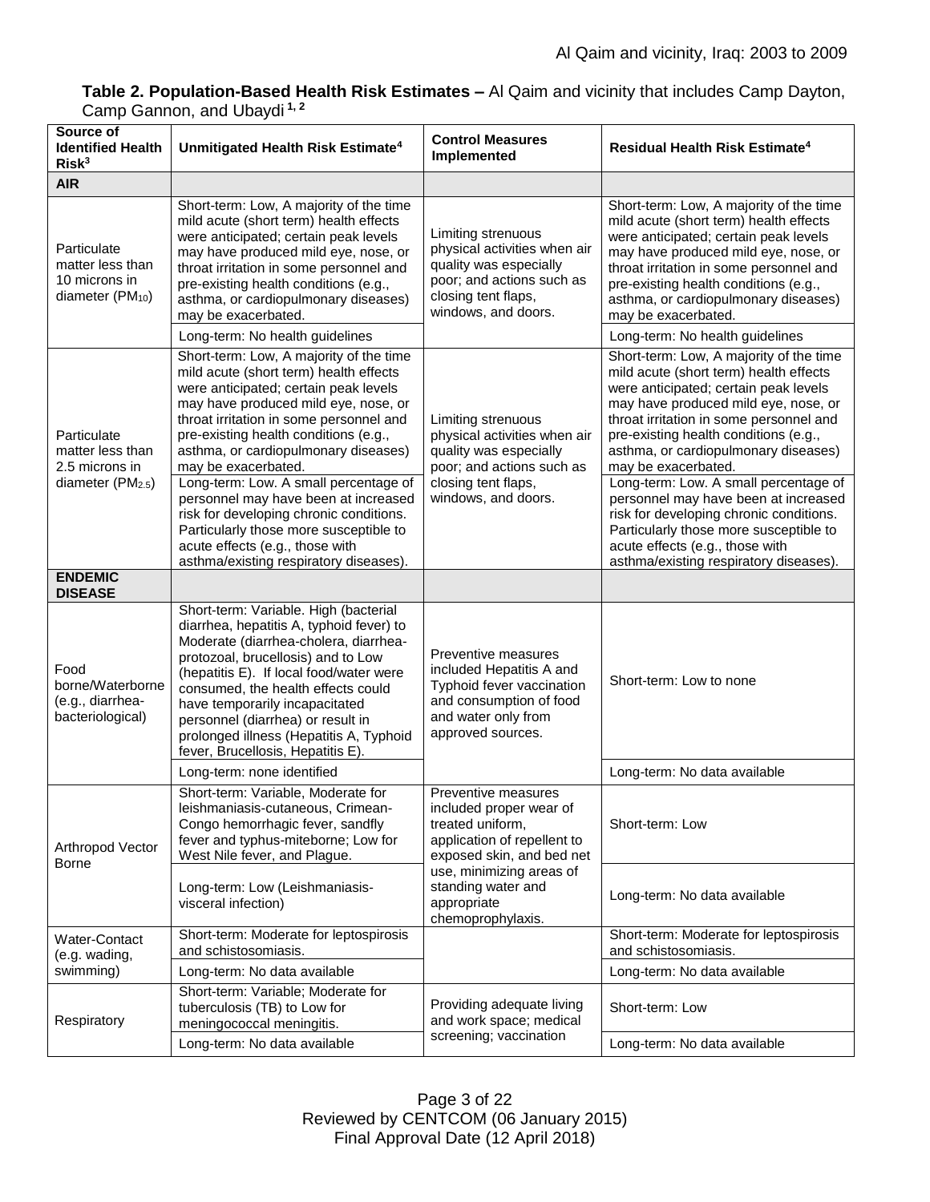**Table 2. Population-Based Health Risk Estimates –** Al Qaim and vicinity that includes Camp Dayton, Camp Gannon, and Ubaydi [1, 2]

| Source of Identified Health Risk[3] | Unmitigated Health Risk Estimate[4] | Control Measures Implemented | Residual Health Risk Estimate[4] |
|---|---|---|---|
| **AIR** | | | |
| Particulate matter less than 10 microns in diameter ($PM_{10}$) | Short-term: Low, A majority of the time mild acute (short term) health effects were anticipated; certain peak levels may have produced mild eye, nose, or throat irritation in some personnel and pre-existing health conditions (e.g., asthma, or cardiopulmonary diseases) may be exacerbated. | Limiting strenuous physical activities when air quality was especially poor; and actions such as closing tent flaps, windows, and doors. | Short-term: Low, A majority of the time mild acute (short term) health effects were anticipated; certain peak levels may have produced mild eye, nose, or throat irritation in some personnel and pre-existing health conditions (e.g., asthma, or cardiopulmonary diseases) may be exacerbated. |
| | Long-term: No health guidelines | | Long-term: No health guidelines |
| Particulate matter less than 2.5 microns in diameter ($PM_{2.5}$) | Short-term: Low, A majority of the time mild acute (short term) health effects were anticipated; certain peak levels may have produced mild eye, nose, or throat irritation in some personnel and pre-existing health conditions (e.g., asthma, or cardiopulmonary diseases) may be exacerbated. | Limiting strenuous physical activities when air quality was especially poor; and actions such as closing tent flaps, windows, and doors. | Short-term: Low, A majority of the time mild acute (short term) health effects were anticipated; certain peak levels may have produced mild eye, nose, or throat irritation in some personnel and pre-existing health conditions (e.g., asthma, or cardiopulmonary diseases) may be exacerbated. |
| | Long-term: Low. A small percentage of personnel may have been at increased risk for developing chronic conditions. Particularly those more susceptible to acute effects (e.g., those with asthma/existing respiratory diseases). | | Long-term: Low. A small percentage of personnel may have been at increased risk for developing chronic conditions. Particularly those more susceptible to acute effects (e.g., those with asthma/existing respiratory diseases). |
| **ENDEMIC DISEASE** | | | |
| Food borne/Waterborne (e.g., diarrhea-bacteriological) | Short-term: Variable. High (bacterial diarrhea, hepatitis A, typhoid fever) to Moderate (diarrhea-cholera, diarrhea-protozoal, brucellosis) and to Low (hepatitis E). If local food/water were consumed, the health effects could have temporarily incapacitated personnel (diarrhea) or result in prolonged illness (Hepatitis A, Typhoid fever, Brucellosis, Hepatitis E). | Preventive measures included Hepatitis A and Typhoid fever vaccination and consumption of food and water only from approved sources. | Short-term: Low to none |
| | Long-term: none identified | | Long-term: No data available |
| Arthropod Vector Borne | Short-term: Variable, Moderate for leishmaniasis-cutaneous, Crimean-Congo hemorrhagic fever, sandfly fever and typhus-miteborne; Low for West Nile fever, and Plague. | Preventive measures included proper wear of treated uniform, application of repellent to exposed skin, and bed net use, minimizing areas of standing water and appropriate chemoprophylaxis. | Short-term: Low |
| | Long-term: Low (Leishmaniasis-visceral infection) | | Long-term: No data available |
| Water-Contact (e.g. wading, swimming) | Short-term: Moderate for leptospirosis and schistosomiasis. | | Short-term: Moderate for leptospirosis and schistosomiasis. |
| | Long-term: No data available | | Long-term: No data available |
| Respiratory | Short-term: Variable; Moderate for tuberculosis (TB) to Low for meningococcal meningitis. | Providing adequate living and work space; medical screening; vaccination | Short-term: Low |
| | Long-term: No data available | | Long-term: No data available |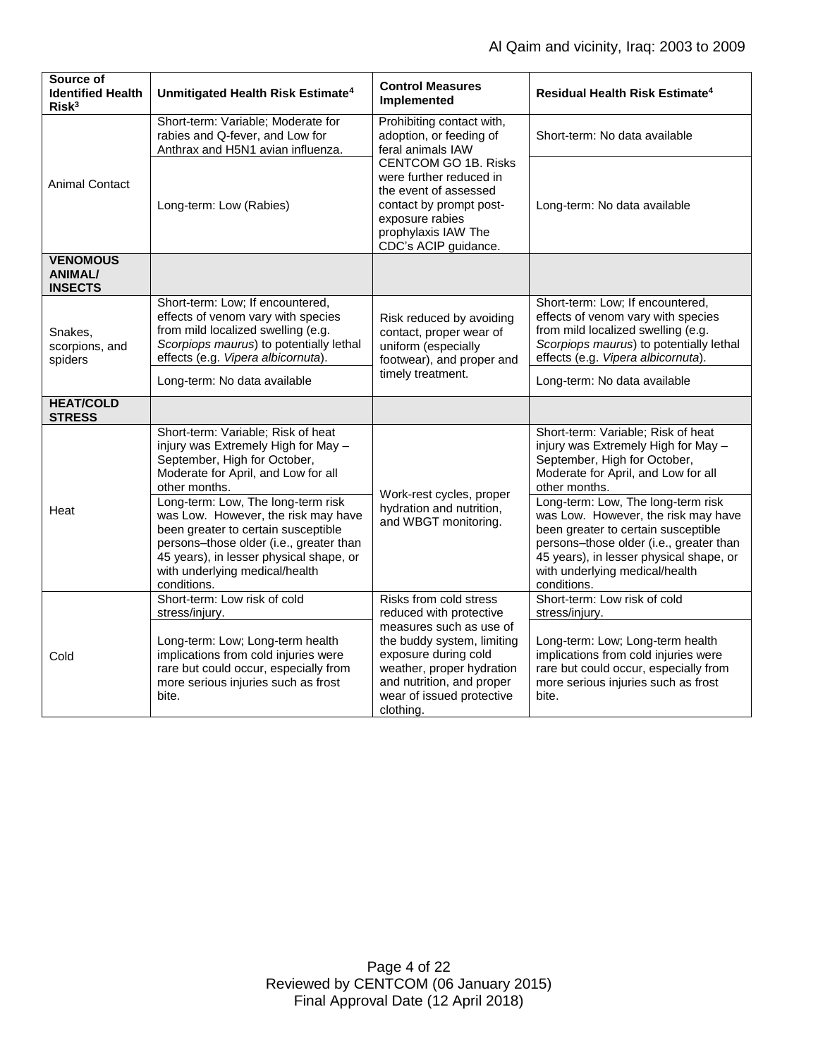| Source of Identified Health Risk[3] | Unmitigated Health Risk Estimate[4] | Control Measures Implemented | Residual Health Risk Estimate[4] |
|---|---|---|---|
| Animal Contact | Short-term: Variable; Moderate for rabies and Q-fever, and Low for Anthrax and H5N1 avian influenza. | Prohibiting contact with, adoption, or feeding of feral animals IAW CENTCOM GO 1B. Risks were further reduced in the event of assessed contact by prompt post-exposure rabies prophylaxis IAW The CDC's ACIP guidance. | Short-term: No data available |
| | Long-term: Low (Rabies) | | Long-term: No data available |
| **VENOMOUS ANIMAL/ INSECTS** | | | |
| Snakes, scorpions, and spiders | Short-term: Low; If encountered, effects of venom vary with species from mild localized swelling (e.g. *Scorpiops maurus*) to potentially lethal effects (e.g. *Vipera albicornuta*). | Risk reduced by avoiding contact, proper wear of uniform (especially footwear), and proper and timely treatment. | Short-term: Low; If encountered, effects of venom vary with species from mild localized swelling (e.g. *Scorpiops maurus*) to potentially lethal effects (e.g. *Vipera albicornuta*). |
| | Long-term: No data available | | Long-term: No data available |
| **HEAT/COLD STRESS** | | | |
| Heat | Short-term: Variable; Risk of heat injury was Extremely High for May – September, High for October, Moderate for April, and Low for all other months. | Work-rest cycles, proper hydration and nutrition, and WBGT monitoring. | Short-term: Variable; Risk of heat injury was Extremely High for May – September, High for October, Moderate for April, and Low for all other months. |
| | Long-term: Low, The long-term risk was Low. However, the risk may have been greater to certain susceptible persons–those older (i.e., greater than 45 years), in lesser physical shape, or with underlying medical/health conditions. | | Long-term: Low, The long-term risk was Low. However, the risk may have been greater to certain susceptible persons–those older (i.e., greater than 45 years), in lesser physical shape, or with underlying medical/health conditions. |
| Cold | Short-term: Low risk of cold stress/injury. | Risks from cold stress reduced with protective measures such as use of the buddy system, limiting exposure during cold weather, proper hydration and nutrition, and proper wear of issued protective clothing. | Short-term: Low risk of cold stress/injury. |
| | Long-term: Low; Long-term health implications from cold injuries were rare but could occur, especially from more serious injuries such as frost bite. | | Long-term: Low; Long-term health implications from cold injuries were rare but could occur, especially from more serious injuries such as frost bite. |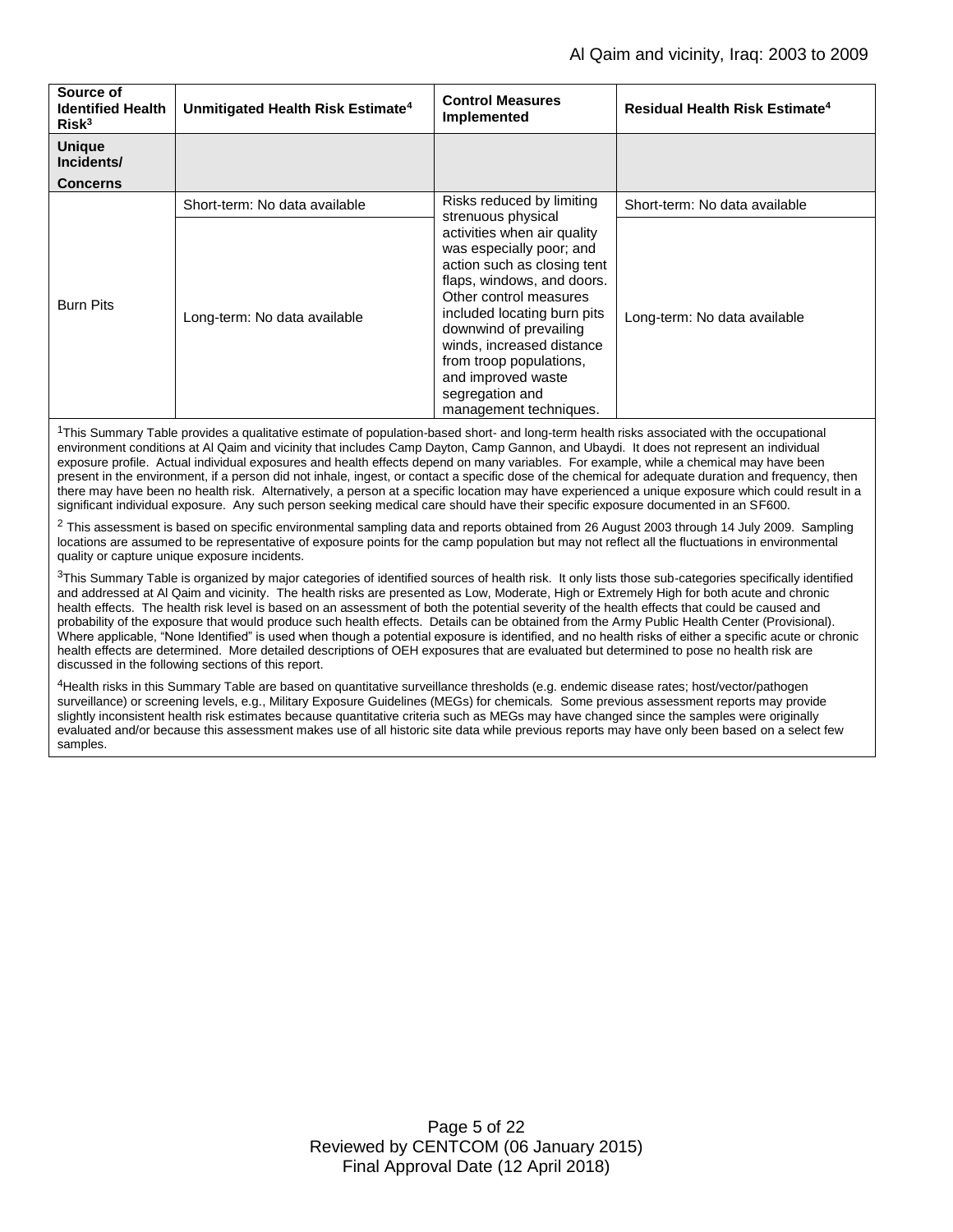| Source of Identified Health Risk[3] | Unmitigated Health Risk Estimate[4] | Control Measures Implemented | Residual Health Risk Estimate[4] |
|---|---|---|---|
| **Unique Incidents/ Concerns** | | | |
| Burn Pits | Short-term: No data available | Risks reduced by limiting strenuous physical activities when air quality was especially poor; and action such as closing tent flaps, windows, and doors. Other control measures included locating burn pits downwind of prevailing winds, increased distance from troop populations, and improved waste segregation and management techniques. | Short-term: No data available |
| | Long-term: No data available | | Long-term: No data available |

[1]This Summary Table provides a qualitative estimate of population-based short- and long-term health risks associated with the occupational environment conditions at Al Qaim and vicinity that includes Camp Dayton, Camp Gannon, and Ubaydi. It does not represent an individual exposure profile. Actual individual exposures and health effects depend on many variables. For example, while a chemical may have been present in the environment, if a person did not inhale, ingest, or contact a specific dose of the chemical for adequate duration and frequency, then there may have been no health risk. Alternatively, a person at a specific location may have experienced a unique exposure which could result in a significant individual exposure. Any such person seeking medical care should have their specific exposure documented in an SF600.

[2] This assessment is based on specific environmental sampling data and reports obtained from 26 August 2003 through 14 July 2009. Sampling locations are assumed to be representative of exposure points for the camp population but may not reflect all the fluctuations in environmental quality or capture unique exposure incidents.

[3]This Summary Table is organized by major categories of identified sources of health risk. It only lists those sub-categories specifically identified and addressed at Al Qaim and vicinity. The health risks are presented as Low, Moderate, High or Extremely High for both acute and chronic health effects. The health risk level is based on an assessment of both the potential severity of the health effects that could be caused and probability of the exposure that would produce such health effects. Details can be obtained from the Army Public Health Center (Provisional). Where applicable, "None Identified" is used when though a potential exposure is identified, and no health risks of either a specific acute or chronic health effects are determined. More detailed descriptions of OEH exposures that are evaluated but determined to pose no health risk are discussed in the following sections of this report.

[4]Health risks in this Summary Table are based on quantitative surveillance thresholds (e.g. endemic disease rates; host/vector/pathogen surveillance) or screening levels, e.g., Military Exposure Guidelines (MEGs) for chemicals*.* Some previous assessment reports may provide slightly inconsistent health risk estimates because quantitative criteria such as MEGs may have changed since the samples were originally evaluated and/or because this assessment makes use of all historic site data while previous reports may have only been based on a select few samples.

Reviewed by CENTCOM (06 January 2015)
Final Approval Date (12 April 2018)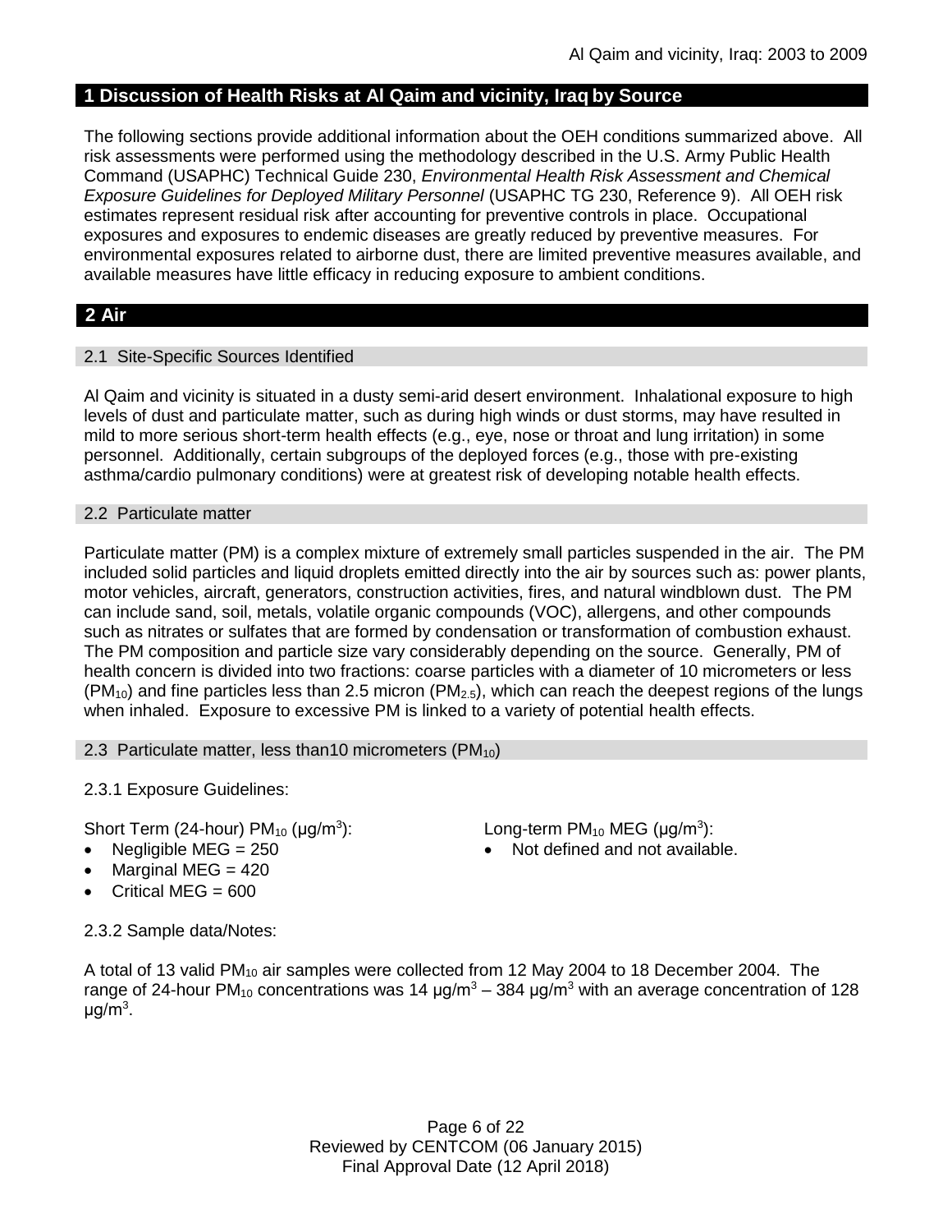## 1 Discussion of Health Risks at Al Qaim and vicinity, Iraq by Source

The following sections provide additional information about the OEH conditions summarized above. All risk assessments were performed using the methodology described in the U.S. Army Public Health Command (USAPHC) Technical Guide 230, *Environmental Health Risk Assessment and Chemical Exposure Guidelines for Deployed Military Personnel* (USAPHC TG 230, Reference 9). All OEH risk estimates represent residual risk after accounting for preventive controls in place. Occupational exposures and exposures to endemic diseases are greatly reduced by preventive measures. For environmental exposures related to airborne dust, there are limited preventive measures available, and available measures have little efficacy in reducing exposure to ambient conditions.

## 2 Air

### 2.1 Site-Specific Sources Identified

Al Qaim and vicinity is situated in a dusty semi-arid desert environment. Inhalational exposure to high levels of dust and particulate matter, such as during high winds or dust storms, may have resulted in mild to more serious short-term health effects (e.g., eye, nose or throat and lung irritation) in some personnel. Additionally, certain subgroups of the deployed forces (e.g., those with pre-existing asthma/cardio pulmonary conditions) were at greatest risk of developing notable health effects.

### 2.2 Particulate matter

Particulate matter (PM) is a complex mixture of extremely small particles suspended in the air. The PM included solid particles and liquid droplets emitted directly into the air by sources such as: power plants, motor vehicles, aircraft, generators, construction activities, fires, and natural windblown dust. The PM can include sand, soil, metals, volatile organic compounds (VOC), allergens, and other compounds such as nitrates or sulfates that are formed by condensation or transformation of combustion exhaust. The PM composition and particle size vary considerably depending on the source. Generally, PM of health concern is divided into two fractions: coarse particles with a diameter of 10 micrometers or less ($PM_{10}$) and fine particles less than 2.5 micron ($PM_{2.5}$), which can reach the deepest regions of the lungs when inhaled. Exposure to excessive PM is linked to a variety of potential health effects.

### 2.3 Particulate matter, less than10 micrometers ($PM_{10}$)

2.3.1 Exposure Guidelines:

Short Term (24-hour) $PM_{10}$ (μg/m$^3$):

- Negligible MEG = 250
- Marginal MEG = 420
- Critical MEG = 600

Long-term $PM_{10}$ MEG (μg/m$^3$):

- Not defined and not available.

2.3.2 Sample data/Notes:

A total of 13 valid $PM_{10}$ air samples were collected from 12 May 2004 to 18 December 2004. The range of 24-hour $PM_{10}$ concentrations was 14 μg/m$^3$ – 384 μg/m$^3$ with an average concentration of 128 μg/m$^3$.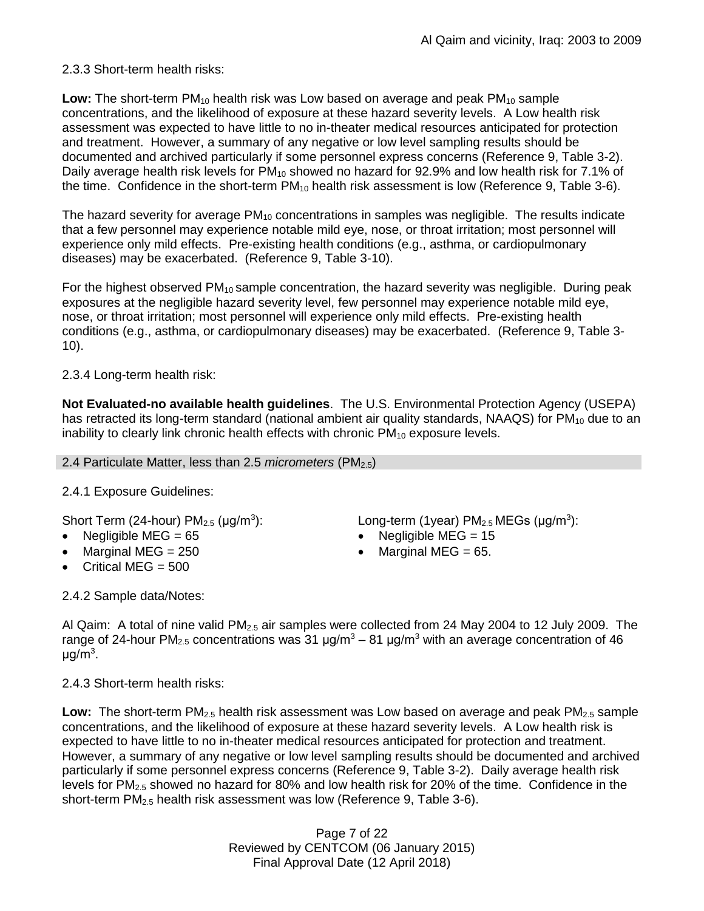2.3.3 Short-term health risks:

**Low:** The short-term $PM_{10}$ health risk was Low based on average and peak $PM_{10}$ sample concentrations, and the likelihood of exposure at these hazard severity levels. A Low health risk assessment was expected to have little to no in-theater medical resources anticipated for protection and treatment. However, a summary of any negative or low level sampling results should be documented and archived particularly if some personnel express concerns (Reference 9, Table 3-2). Daily average health risk levels for $PM_{10}$ showed no hazard for 92.9% and low health risk for 7.1% of the time. Confidence in the short-term $PM_{10}$ health risk assessment is low (Reference 9, Table 3-6).

The hazard severity for average $PM_{10}$ concentrations in samples was negligible. The results indicate that a few personnel may experience notable mild eye, nose, or throat irritation; most personnel will experience only mild effects. Pre-existing health conditions (e.g., asthma, or cardiopulmonary diseases) may be exacerbated. (Reference 9, Table 3-10).

For the highest observed $PM_{10}$ sample concentration, the hazard severity was negligible. During peak exposures at the negligible hazard severity level, few personnel may experience notable mild eye, nose, or throat irritation; most personnel will experience only mild effects. Pre-existing health conditions (e.g., asthma, or cardiopulmonary diseases) may be exacerbated. (Reference 9, Table 3-10).

2.3.4 Long-term health risk:

**Not Evaluated-no available health guidelines**. The U.S. Environmental Protection Agency (USEPA) has retracted its long-term standard (national ambient air quality standards, NAAQS) for $PM_{10}$ due to an inability to clearly link chronic health effects with chronic $PM_{10}$ exposure levels.

## 2.4 Particulate Matter, less than 2.5 *micrometers* ($PM_{2.5}$)

2.4.1 Exposure Guidelines:

Short Term (24-hour) $PM_{2.5}$ (μg/m$^3$):

- Negligible MEG = 65
- Marginal MEG = 250
- Critical MEG = 500

Long-term (1year) $PM_{2.5}$ MEGs (μg/m$^3$):

- Negligible MEG = 15
- Marginal MEG = 65.

2.4.2 Sample data/Notes:

Al Qaim: A total of nine valid $PM_{2.5}$ air samples were collected from 24 May 2004 to 12 July 2009. The range of 24-hour $PM_{2.5}$ concentrations was 31 μg/m$^3$ – 81 μg/m$^3$ with an average concentration of 46 μg/m$^3$.

2.4.3 Short-term health risks:

**Low:** The short-term $PM_{2.5}$ health risk assessment was Low based on average and peak $PM_{2.5}$ sample concentrations, and the likelihood of exposure at these hazard severity levels. A Low health risk is expected to have little to no in-theater medical resources anticipated for protection and treatment. However, a summary of any negative or low level sampling results should be documented and archived particularly if some personnel express concerns (Reference 9, Table 3-2). Daily average health risk levels for $PM_{2.5}$ showed no hazard for 80% and low health risk for 20% of the time. Confidence in the short-term $PM_{2.5}$ health risk assessment was low (Reference 9, Table 3-6).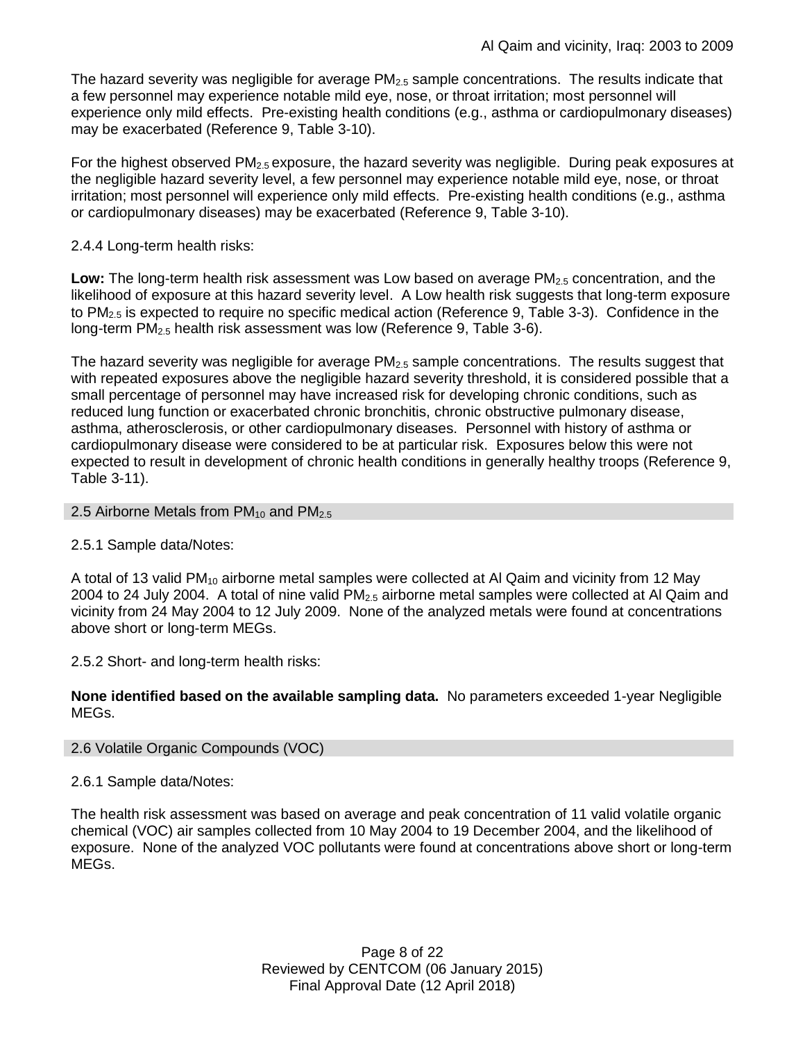The hazard severity was negligible for average $PM_{2.5}$ sample concentrations. The results indicate that a few personnel may experience notable mild eye, nose, or throat irritation; most personnel will experience only mild effects. Pre-existing health conditions (e.g., asthma or cardiopulmonary diseases) may be exacerbated (Reference 9, Table 3-10).

For the highest observed $PM_{2.5}$ exposure, the hazard severity was negligible. During peak exposures at the negligible hazard severity level, a few personnel may experience notable mild eye, nose, or throat irritation; most personnel will experience only mild effects. Pre-existing health conditions (e.g., asthma or cardiopulmonary diseases) may be exacerbated (Reference 9, Table 3-10).

2.4.4 Long-term health risks:

**Low:** The long-term health risk assessment was Low based on average $PM_{2.5}$ concentration, and the likelihood of exposure at this hazard severity level. A Low health risk suggests that long-term exposure to $PM_{2.5}$ is expected to require no specific medical action (Reference 9, Table 3-3). Confidence in the long-term $PM_{2.5}$ health risk assessment was low (Reference 9, Table 3-6).

The hazard severity was negligible for average $PM_{2.5}$ sample concentrations. The results suggest that with repeated exposures above the negligible hazard severity threshold, it is considered possible that a small percentage of personnel may have increased risk for developing chronic conditions, such as reduced lung function or exacerbated chronic bronchitis, chronic obstructive pulmonary disease, asthma, atherosclerosis, or other cardiopulmonary diseases. Personnel with history of asthma or cardiopulmonary disease were considered to be at particular risk. Exposures below this were not expected to result in development of chronic health conditions in generally healthy troops (Reference 9, Table 3-11).

## 2.5 Airborne Metals from $PM_{10}$ and $PM_{2.5}$

2.5.1 Sample data/Notes:

A total of 13 valid $PM_{10}$ airborne metal samples were collected at Al Qaim and vicinity from 12 May 2004 to 24 July 2004. A total of nine valid $PM_{2.5}$ airborne metal samples were collected at Al Qaim and vicinity from 24 May 2004 to 12 July 2009. None of the analyzed metals were found at concentrations above short or long-term MEGs.

2.5.2 Short- and long-term health risks:

**None identified based on the available sampling data.** No parameters exceeded 1-year Negligible MEGs.

## 2.6 Volatile Organic Compounds (VOC)

2.6.1 Sample data/Notes:

The health risk assessment was based on average and peak concentration of 11 valid volatile organic chemical (VOC) air samples collected from 10 May 2004 to 19 December 2004, and the likelihood of exposure. None of the analyzed VOC pollutants were found at concentrations above short or long-term MEGs.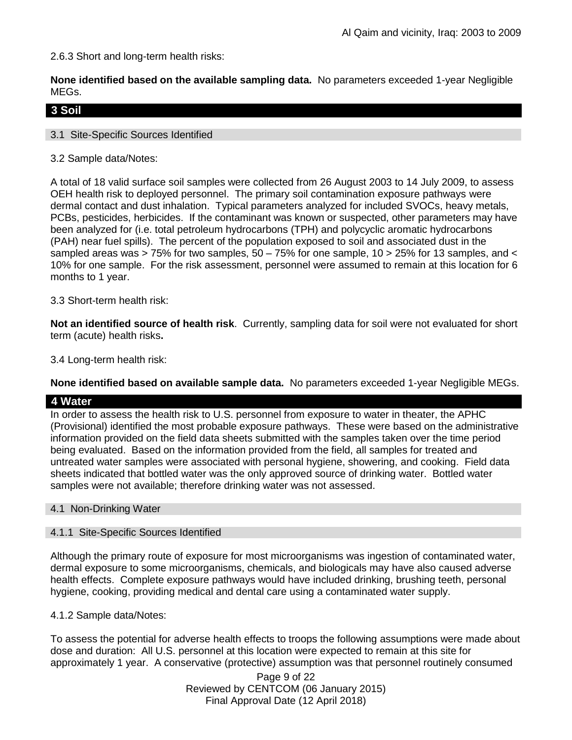2.6.3 Short and long-term health risks:

**None identified based on the available sampling data.** No parameters exceeded 1-year Negligible MEGs.

## 3 Soil

### 3.1 Site-Specific Sources Identified

3.2 Sample data/Notes:

A total of 18 valid surface soil samples were collected from 26 August 2003 to 14 July 2009, to assess OEH health risk to deployed personnel. The primary soil contamination exposure pathways were dermal contact and dust inhalation. Typical parameters analyzed for included SVOCs, heavy metals, PCBs, pesticides, herbicides. If the contaminant was known or suspected, other parameters may have been analyzed for (i.e. total petroleum hydrocarbons (TPH) and polycyclic aromatic hydrocarbons (PAH) near fuel spills). The percent of the population exposed to soil and associated dust in the sampled areas was > 75% for two samples, 50 – 75% for one sample, 10 > 25% for 13 samples, and < 10% for one sample. For the risk assessment, personnel were assumed to remain at this location for 6 months to 1 year.

3.3 Short-term health risk:

**Not an identified source of health risk**. Currently, sampling data for soil were not evaluated for short term (acute) health risks**.**

3.4 Long-term health risk:

**None identified based on available sample data.** No parameters exceeded 1-year Negligible MEGs.

## 4 Water

In order to assess the health risk to U.S. personnel from exposure to water in theater, the APHC (Provisional) identified the most probable exposure pathways. These were based on the administrative information provided on the field data sheets submitted with the samples taken over the time period being evaluated. Based on the information provided from the field, all samples for treated and untreated water samples were associated with personal hygiene, showering, and cooking. Field data sheets indicated that bottled water was the only approved source of drinking water. Bottled water samples were not available; therefore drinking water was not assessed.

### 4.1 Non-Drinking Water

### 4.1.1 Site-Specific Sources Identified

Although the primary route of exposure for most microorganisms was ingestion of contaminated water, dermal exposure to some microorganisms, chemicals, and biologicals may have also caused adverse health effects. Complete exposure pathways would have included drinking, brushing teeth, personal hygiene, cooking, providing medical and dental care using a contaminated water supply.

4.1.2 Sample data/Notes:

To assess the potential for adverse health effects to troops the following assumptions were made about dose and duration: All U.S. personnel at this location were expected to remain at this site for approximately 1 year. A conservative (protective) assumption was that personnel routinely consumed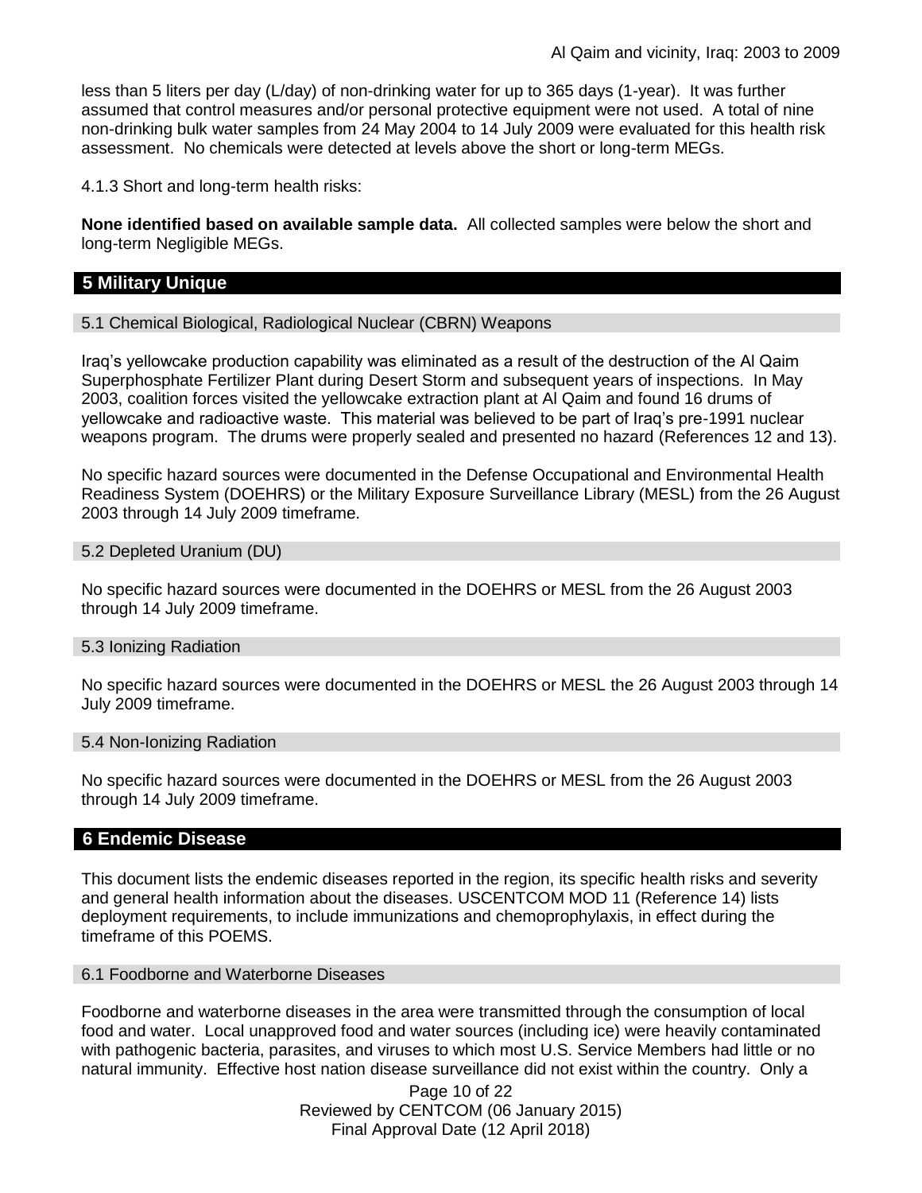less than 5 liters per day (L/day) of non-drinking water for up to 365 days (1-year). It was further assumed that control measures and/or personal protective equipment were not used. A total of nine non-drinking bulk water samples from 24 May 2004 to 14 July 2009 were evaluated for this health risk assessment. No chemicals were detected at levels above the short or long-term MEGs.

4.1.3 Short and long-term health risks:

**None identified based on available sample data.** All collected samples were below the short and long-term Negligible MEGs.

## 5 Military Unique

### 5.1 Chemical Biological, Radiological Nuclear (CBRN) Weapons

Iraq's yellowcake production capability was eliminated as a result of the destruction of the Al Qaim Superphosphate Fertilizer Plant during Desert Storm and subsequent years of inspections. In May 2003, coalition forces visited the yellowcake extraction plant at Al Qaim and found 16 drums of yellowcake and radioactive waste. This material was believed to be part of Iraq's pre-1991 nuclear weapons program. The drums were properly sealed and presented no hazard (References 12 and 13).

No specific hazard sources were documented in the Defense Occupational and Environmental Health Readiness System (DOEHRS) or the Military Exposure Surveillance Library (MESL) from the 26 August 2003 through 14 July 2009 timeframe.

### 5.2 Depleted Uranium (DU)

No specific hazard sources were documented in the DOEHRS or MESL from the 26 August 2003 through 14 July 2009 timeframe.

### 5.3 Ionizing Radiation

No specific hazard sources were documented in the DOEHRS or MESL the 26 August 2003 through 14 July 2009 timeframe.

### 5.4 Non-Ionizing Radiation

No specific hazard sources were documented in the DOEHRS or MESL from the 26 August 2003 through 14 July 2009 timeframe.

## 6 Endemic Disease

This document lists the endemic diseases reported in the region, its specific health risks and severity and general health information about the diseases. USCENTCOM MOD 11 (Reference 14) lists deployment requirements, to include immunizations and chemoprophylaxis, in effect during the timeframe of this POEMS.

### 6.1 Foodborne and Waterborne Diseases

Foodborne and waterborne diseases in the area were transmitted through the consumption of local food and water. Local unapproved food and water sources (including ice) were heavily contaminated with pathogenic bacteria, parasites, and viruses to which most U.S. Service Members had little or no natural immunity. Effective host nation disease surveillance did not exist within the country. Only a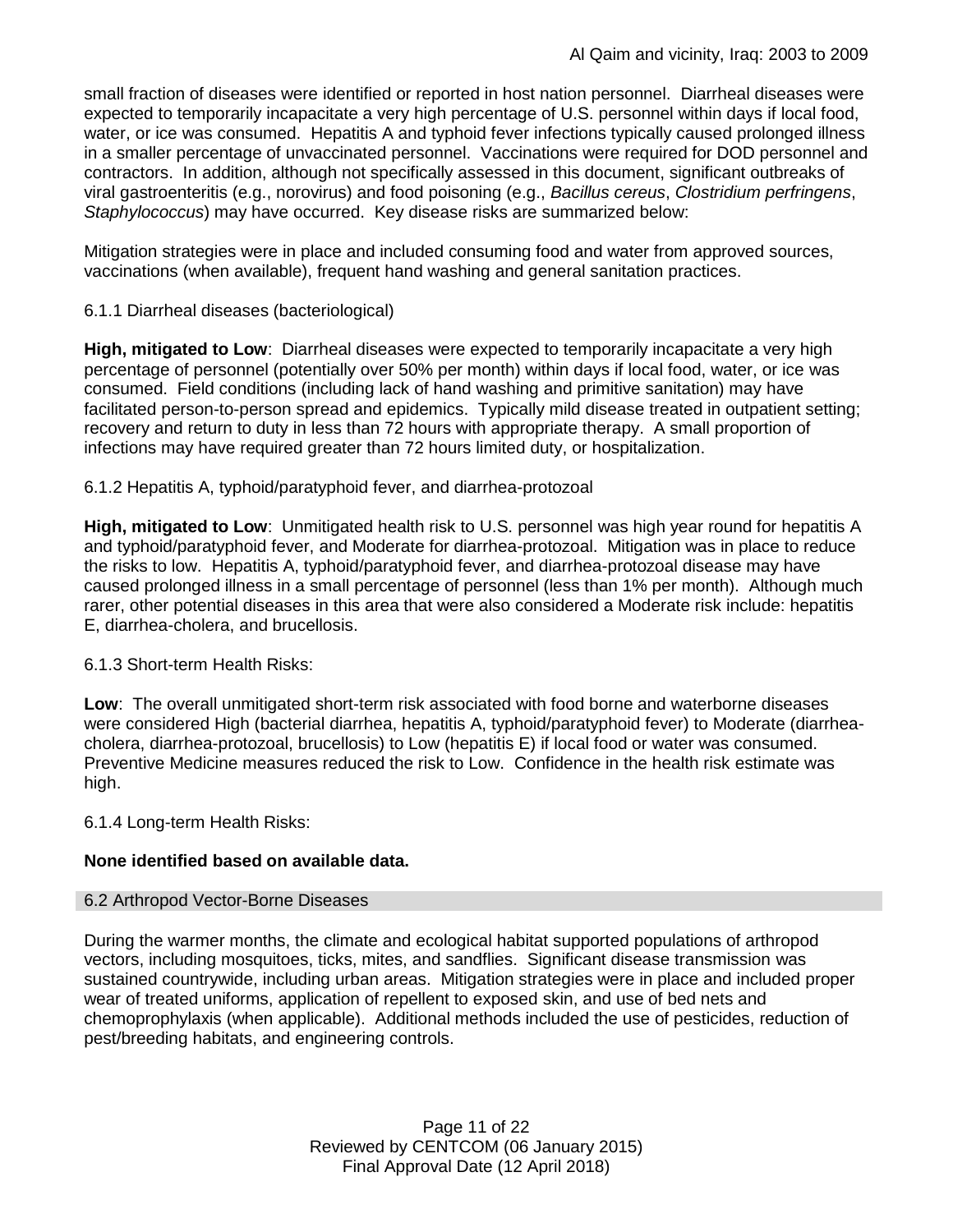small fraction of diseases were identified or reported in host nation personnel. Diarrheal diseases were expected to temporarily incapacitate a very high percentage of U.S. personnel within days if local food, water, or ice was consumed. Hepatitis A and typhoid fever infections typically caused prolonged illness in a smaller percentage of unvaccinated personnel. Vaccinations were required for DOD personnel and contractors. In addition, although not specifically assessed in this document, significant outbreaks of viral gastroenteritis (e.g., norovirus) and food poisoning (e.g., *Bacillus cereus*, *Clostridium perfringens*, *Staphylococcus*) may have occurred. Key disease risks are summarized below:

Mitigation strategies were in place and included consuming food and water from approved sources, vaccinations (when available), frequent hand washing and general sanitation practices.

6.1.1 Diarrheal diseases (bacteriological)

**High, mitigated to Low**: Diarrheal diseases were expected to temporarily incapacitate a very high percentage of personnel (potentially over 50% per month) within days if local food, water, or ice was consumed. Field conditions (including lack of hand washing and primitive sanitation) may have facilitated person-to-person spread and epidemics. Typically mild disease treated in outpatient setting; recovery and return to duty in less than 72 hours with appropriate therapy. A small proportion of infections may have required greater than 72 hours limited duty, or hospitalization.

6.1.2 Hepatitis A, typhoid/paratyphoid fever, and diarrhea-protozoal

**High, mitigated to Low**: Unmitigated health risk to U.S. personnel was high year round for hepatitis A and typhoid/paratyphoid fever, and Moderate for diarrhea-protozoal. Mitigation was in place to reduce the risks to low. Hepatitis A, typhoid/paratyphoid fever, and diarrhea-protozoal disease may have caused prolonged illness in a small percentage of personnel (less than 1% per month). Although much rarer, other potential diseases in this area that were also considered a Moderate risk include: hepatitis E, diarrhea-cholera, and brucellosis.

6.1.3 Short-term Health Risks:

**Low**: The overall unmitigated short-term risk associated with food borne and waterborne diseases were considered High (bacterial diarrhea, hepatitis A, typhoid/paratyphoid fever) to Moderate (diarrhea-cholera, diarrhea-protozoal, brucellosis) to Low (hepatitis E) if local food or water was consumed. Preventive Medicine measures reduced the risk to Low. Confidence in the health risk estimate was high.

6.1.4 Long-term Health Risks:

**None identified based on available data.**

## 6.2 Arthropod Vector-Borne Diseases

During the warmer months, the climate and ecological habitat supported populations of arthropod vectors, including mosquitoes, ticks, mites, and sandflies. Significant disease transmission was sustained countrywide, including urban areas. Mitigation strategies were in place and included proper wear of treated uniforms, application of repellent to exposed skin, and use of bed nets and chemoprophylaxis (when applicable). Additional methods included the use of pesticides, reduction of pest/breeding habitats, and engineering controls.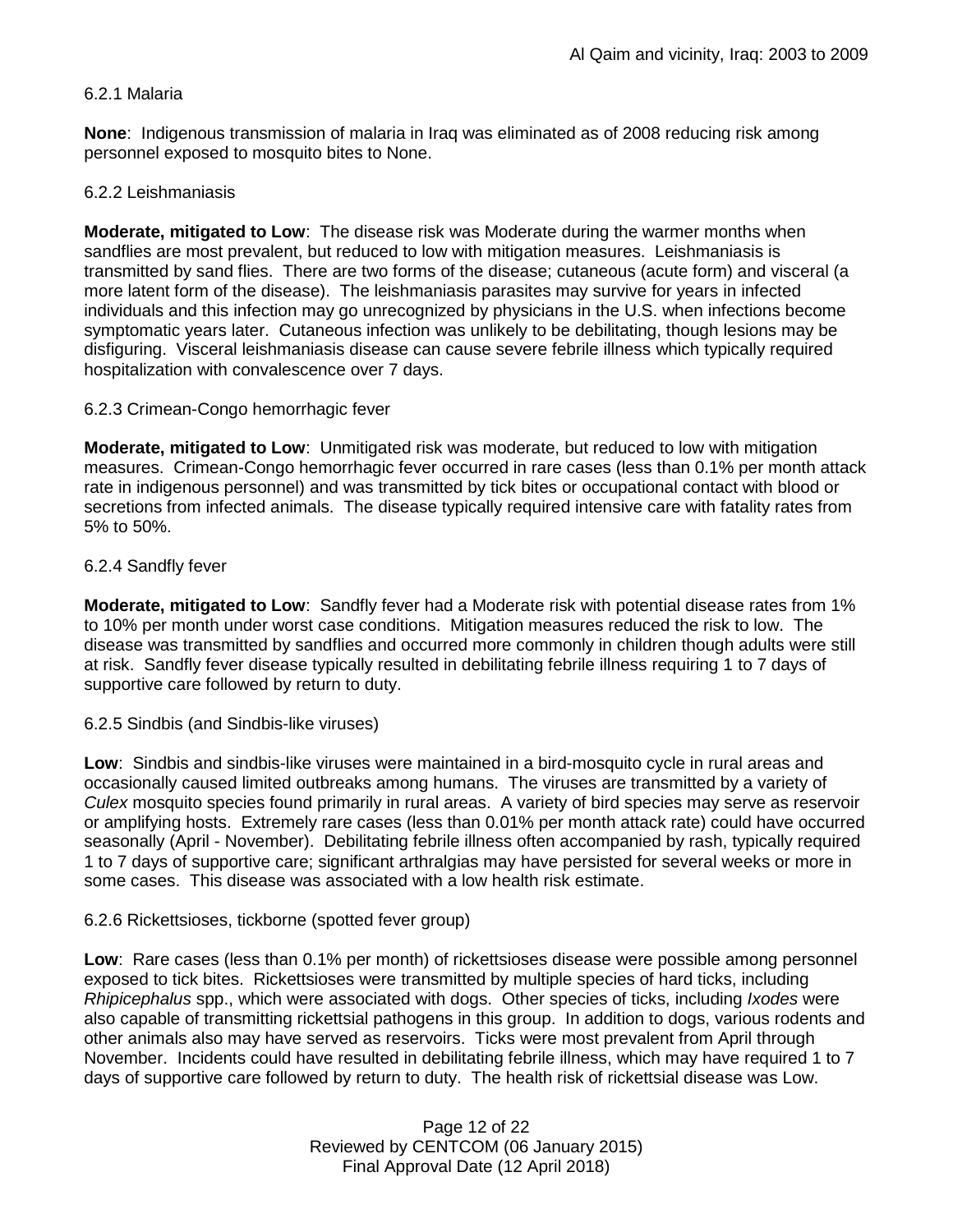#### 6.2.1 Malaria

**None**: Indigenous transmission of malaria in Iraq was eliminated as of 2008 reducing risk among personnel exposed to mosquito bites to None.

#### 6.2.2 Leishmaniasis

**Moderate, mitigated to Low**: The disease risk was Moderate during the warmer months when sandflies are most prevalent, but reduced to low with mitigation measures. Leishmaniasis is transmitted by sand flies. There are two forms of the disease; cutaneous (acute form) and visceral (a more latent form of the disease). The leishmaniasis parasites may survive for years in infected individuals and this infection may go unrecognized by physicians in the U.S. when infections become symptomatic years later. Cutaneous infection was unlikely to be debilitating, though lesions may be disfiguring. Visceral leishmaniasis disease can cause severe febrile illness which typically required hospitalization with convalescence over 7 days.

#### 6.2.3 Crimean-Congo hemorrhagic fever

**Moderate, mitigated to Low**: Unmitigated risk was moderate, but reduced to low with mitigation measures. Crimean-Congo hemorrhagic fever occurred in rare cases (less than 0.1% per month attack rate in indigenous personnel) and was transmitted by tick bites or occupational contact with blood or secretions from infected animals. The disease typically required intensive care with fatality rates from 5% to 50%.

#### 6.2.4 Sandfly fever

**Moderate, mitigated to Low**: Sandfly fever had a Moderate risk with potential disease rates from 1% to 10% per month under worst case conditions. Mitigation measures reduced the risk to low. The disease was transmitted by sandflies and occurred more commonly in children though adults were still at risk. Sandfly fever disease typically resulted in debilitating febrile illness requiring 1 to 7 days of supportive care followed by return to duty.

#### 6.2.5 Sindbis (and Sindbis-like viruses)

**Low**: Sindbis and sindbis-like viruses were maintained in a bird-mosquito cycle in rural areas and occasionally caused limited outbreaks among humans. The viruses are transmitted by a variety of *Culex* mosquito species found primarily in rural areas. A variety of bird species may serve as reservoir or amplifying hosts. Extremely rare cases (less than 0.01% per month attack rate) could have occurred seasonally (April - November). Debilitating febrile illness often accompanied by rash, typically required 1 to 7 days of supportive care; significant arthralgias may have persisted for several weeks or more in some cases. This disease was associated with a low health risk estimate.

#### 6.2.6 Rickettsioses, tickborne (spotted fever group)

**Low**: Rare cases (less than 0.1% per month) of rickettsioses disease were possible among personnel exposed to tick bites. Rickettsioses were transmitted by multiple species of hard ticks, including *Rhipicephalus* spp., which were associated with dogs. Other species of ticks, including *Ixodes* were also capable of transmitting rickettsial pathogens in this group. In addition to dogs, various rodents and other animals also may have served as reservoirs. Ticks were most prevalent from April through November. Incidents could have resulted in debilitating febrile illness, which may have required 1 to 7 days of supportive care followed by return to duty. The health risk of rickettsial disease was Low.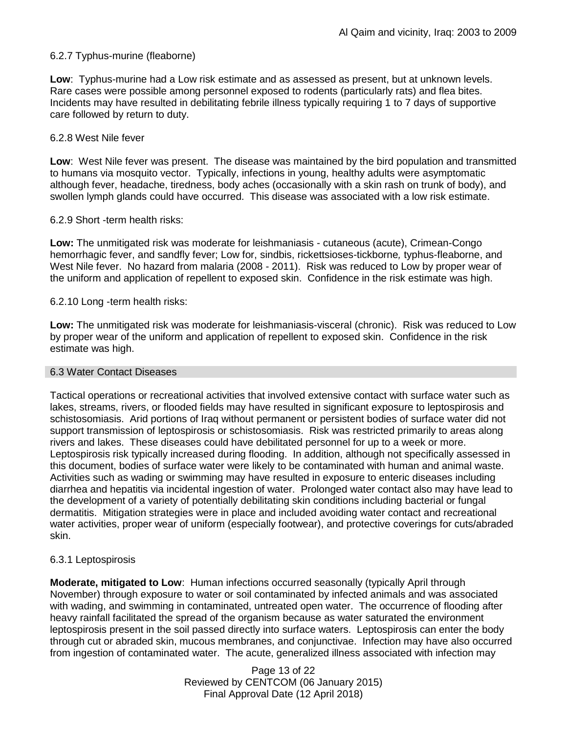6.2.7 Typhus-murine (fleaborne)

**Low**: Typhus-murine had a Low risk estimate and as assessed as present, but at unknown levels. Rare cases were possible among personnel exposed to rodents (particularly rats) and flea bites. Incidents may have resulted in debilitating febrile illness typically requiring 1 to 7 days of supportive care followed by return to duty.

6.2.8 West Nile fever

**Low**: West Nile fever was present. The disease was maintained by the bird population and transmitted to humans via mosquito vector. Typically, infections in young, healthy adults were asymptomatic although fever, headache, tiredness, body aches (occasionally with a skin rash on trunk of body), and swollen lymph glands could have occurred. This disease was associated with a low risk estimate.

6.2.9 Short -term health risks:

**Low:** The unmitigated risk was moderate for leishmaniasis - cutaneous (acute), Crimean-Congo hemorrhagic fever, and sandfly fever; Low for, sindbis, rickettsioses-tickborne*,* typhus-fleaborne, and West Nile fever. No hazard from malaria (2008 - 2011). Risk was reduced to Low by proper wear of the uniform and application of repellent to exposed skin. Confidence in the risk estimate was high.

6.2.10 Long -term health risks:

**Low:** The unmitigated risk was moderate for leishmaniasis-visceral (chronic). Risk was reduced to Low by proper wear of the uniform and application of repellent to exposed skin. Confidence in the risk estimate was high.

## 6.3 Water Contact Diseases

Tactical operations or recreational activities that involved extensive contact with surface water such as lakes, streams, rivers, or flooded fields may have resulted in significant exposure to leptospirosis and schistosomiasis. Arid portions of Iraq without permanent or persistent bodies of surface water did not support transmission of leptospirosis or schistosomiasis. Risk was restricted primarily to areas along rivers and lakes. These diseases could have debilitated personnel for up to a week or more. Leptospirosis risk typically increased during flooding. In addition, although not specifically assessed in this document, bodies of surface water were likely to be contaminated with human and animal waste. Activities such as wading or swimming may have resulted in exposure to enteric diseases including diarrhea and hepatitis via incidental ingestion of water. Prolonged water contact also may have lead to the development of a variety of potentially debilitating skin conditions including bacterial or fungal dermatitis. Mitigation strategies were in place and included avoiding water contact and recreational water activities, proper wear of uniform (especially footwear), and protective coverings for cuts/abraded skin.

6.3.1 Leptospirosis

**Moderate, mitigated to Low**: Human infections occurred seasonally (typically April through November) through exposure to water or soil contaminated by infected animals and was associated with wading, and swimming in contaminated, untreated open water. The occurrence of flooding after heavy rainfall facilitated the spread of the organism because as water saturated the environment leptospirosis present in the soil passed directly into surface waters. Leptospirosis can enter the body through cut or abraded skin, mucous membranes, and conjunctivae. Infection may have also occurred from ingestion of contaminated water. The acute, generalized illness associated with infection may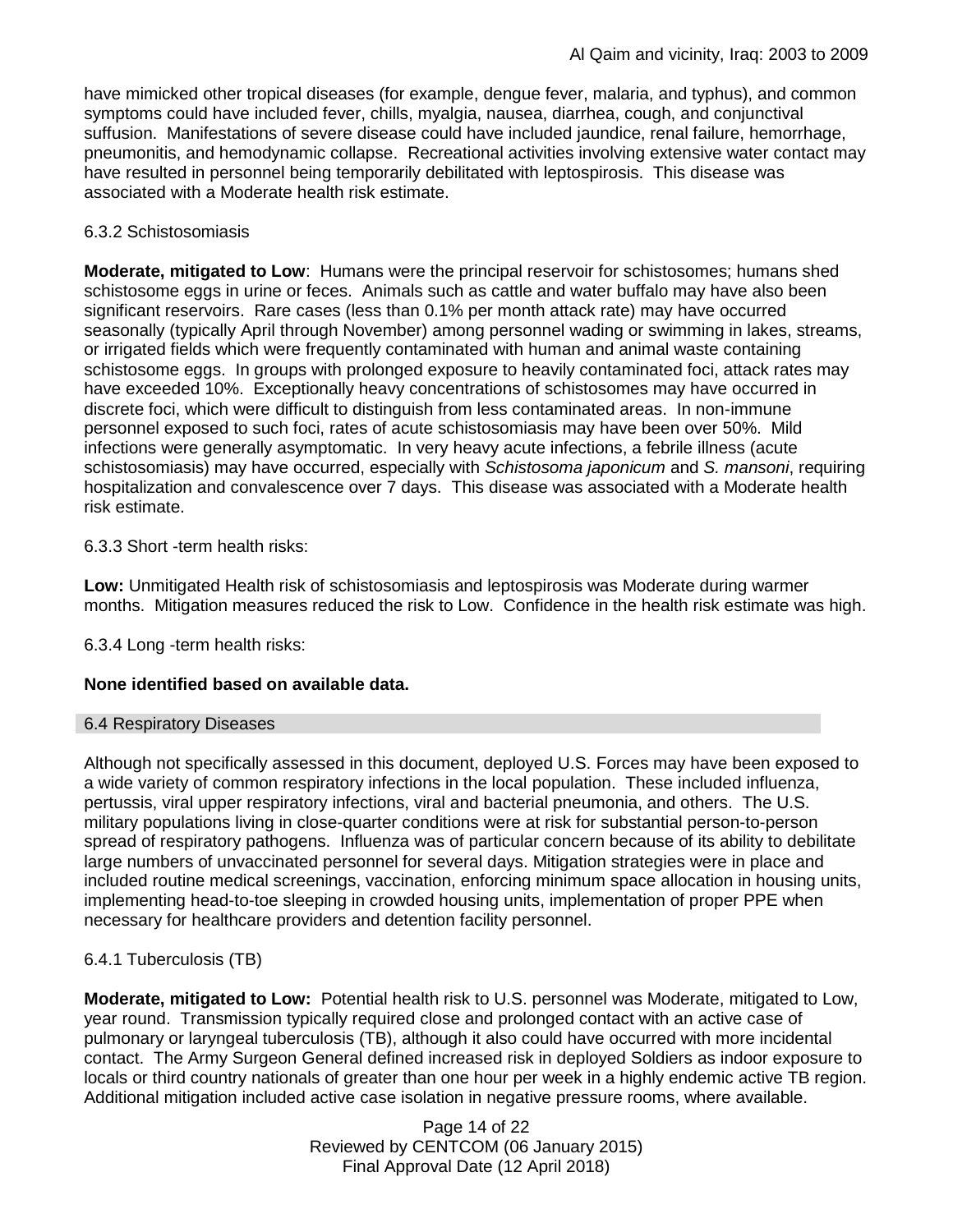have mimicked other tropical diseases (for example, dengue fever, malaria, and typhus), and common symptoms could have included fever, chills, myalgia, nausea, diarrhea, cough, and conjunctival suffusion. Manifestations of severe disease could have included jaundice, renal failure, hemorrhage, pneumonitis, and hemodynamic collapse. Recreational activities involving extensive water contact may have resulted in personnel being temporarily debilitated with leptospirosis. This disease was associated with a Moderate health risk estimate.

6.3.2 Schistosomiasis

**Moderate, mitigated to Low**: Humans were the principal reservoir for schistosomes; humans shed schistosome eggs in urine or feces. Animals such as cattle and water buffalo may have also been significant reservoirs. Rare cases (less than 0.1% per month attack rate) may have occurred seasonally (typically April through November) among personnel wading or swimming in lakes, streams, or irrigated fields which were frequently contaminated with human and animal waste containing schistosome eggs. In groups with prolonged exposure to heavily contaminated foci, attack rates may have exceeded 10%. Exceptionally heavy concentrations of schistosomes may have occurred in discrete foci, which were difficult to distinguish from less contaminated areas. In non-immune personnel exposed to such foci, rates of acute schistosomiasis may have been over 50%. Mild infections were generally asymptomatic. In very heavy acute infections, a febrile illness (acute schistosomiasis) may have occurred, especially with *Schistosoma japonicum* and *S. mansoni*, requiring hospitalization and convalescence over 7 days. This disease was associated with a Moderate health risk estimate.

6.3.3 Short -term health risks:

**Low:** Unmitigated Health risk of schistosomiasis and leptospirosis was Moderate during warmer months. Mitigation measures reduced the risk to Low. Confidence in the health risk estimate was high.

6.3.4 Long -term health risks:

**None identified based on available data.**

## 6.4 Respiratory Diseases

Although not specifically assessed in this document, deployed U.S. Forces may have been exposed to a wide variety of common respiratory infections in the local population. These included influenza, pertussis, viral upper respiratory infections, viral and bacterial pneumonia, and others. The U.S. military populations living in close-quarter conditions were at risk for substantial person-to-person spread of respiratory pathogens. Influenza was of particular concern because of its ability to debilitate large numbers of unvaccinated personnel for several days. Mitigation strategies were in place and included routine medical screenings, vaccination, enforcing minimum space allocation in housing units, implementing head-to-toe sleeping in crowded housing units, implementation of proper PPE when necessary for healthcare providers and detention facility personnel.

6.4.1 Tuberculosis (TB)

**Moderate, mitigated to Low:** Potential health risk to U.S. personnel was Moderate, mitigated to Low, year round. Transmission typically required close and prolonged contact with an active case of pulmonary or laryngeal tuberculosis (TB), although it also could have occurred with more incidental contact. The Army Surgeon General defined increased risk in deployed Soldiers as indoor exposure to locals or third country nationals of greater than one hour per week in a highly endemic active TB region. Additional mitigation included active case isolation in negative pressure rooms, where available.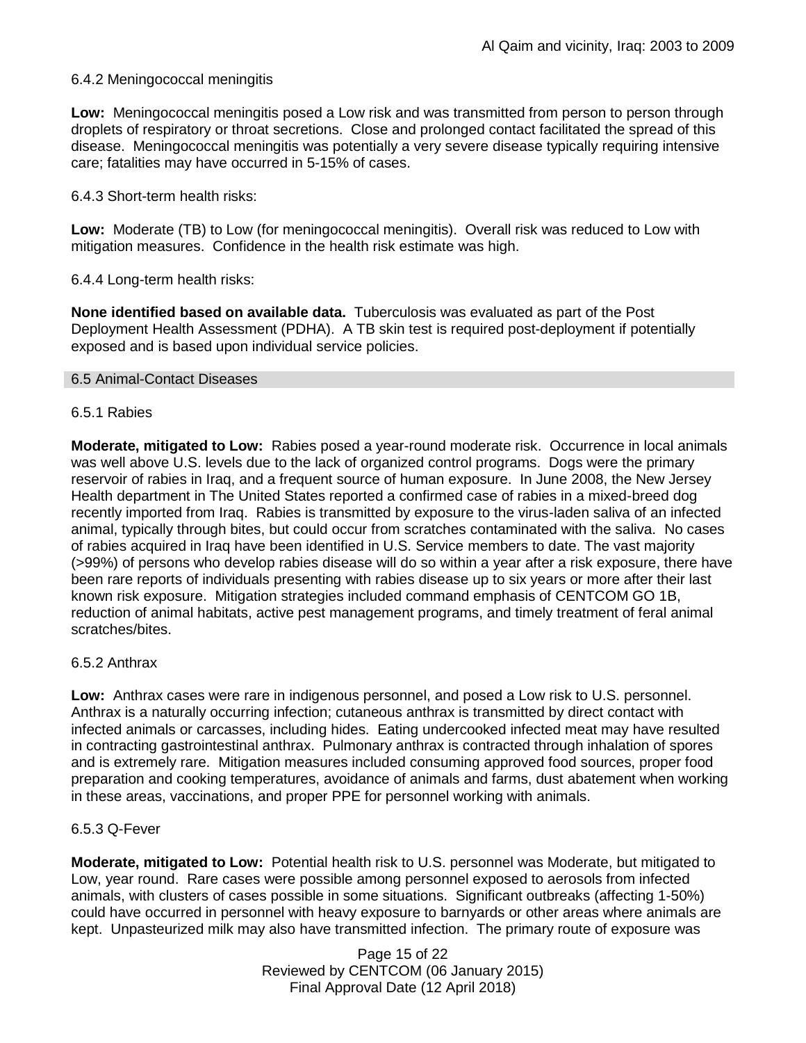6.4.2 Meningococcal meningitis

**Low:** Meningococcal meningitis posed a Low risk and was transmitted from person to person through droplets of respiratory or throat secretions. Close and prolonged contact facilitated the spread of this disease. Meningococcal meningitis was potentially a very severe disease typically requiring intensive care; fatalities may have occurred in 5-15% of cases.

6.4.3 Short-term health risks:

**Low:** Moderate (TB) to Low (for meningococcal meningitis). Overall risk was reduced to Low with mitigation measures. Confidence in the health risk estimate was high.

6.4.4 Long-term health risks:

**None identified based on available data.** Tuberculosis was evaluated as part of the Post Deployment Health Assessment (PDHA). A TB skin test is required post-deployment if potentially exposed and is based upon individual service policies.

## 6.5 Animal-Contact Diseases

6.5.1 Rabies

**Moderate, mitigated to Low:** Rabies posed a year-round moderate risk. Occurrence in local animals was well above U.S. levels due to the lack of organized control programs. Dogs were the primary reservoir of rabies in Iraq, and a frequent source of human exposure. In June 2008, the New Jersey Health department in The United States reported a confirmed case of rabies in a mixed-breed dog recently imported from Iraq. Rabies is transmitted by exposure to the virus-laden saliva of an infected animal, typically through bites, but could occur from scratches contaminated with the saliva. No cases of rabies acquired in Iraq have been identified in U.S. Service members to date. The vast majority (>99%) of persons who develop rabies disease will do so within a year after a risk exposure, there have been rare reports of individuals presenting with rabies disease up to six years or more after their last known risk exposure. Mitigation strategies included command emphasis of CENTCOM GO 1B, reduction of animal habitats, active pest management programs, and timely treatment of feral animal scratches/bites.

6.5.2 Anthrax

**Low:** Anthrax cases were rare in indigenous personnel, and posed a Low risk to U.S. personnel. Anthrax is a naturally occurring infection; cutaneous anthrax is transmitted by direct contact with infected animals or carcasses, including hides. Eating undercooked infected meat may have resulted in contracting gastrointestinal anthrax. Pulmonary anthrax is contracted through inhalation of spores and is extremely rare. Mitigation measures included consuming approved food sources, proper food preparation and cooking temperatures, avoidance of animals and farms, dust abatement when working in these areas, vaccinations, and proper PPE for personnel working with animals.

6.5.3 Q-Fever

**Moderate, mitigated to Low:** Potential health risk to U.S. personnel was Moderate, but mitigated to Low, year round. Rare cases were possible among personnel exposed to aerosols from infected animals, with clusters of cases possible in some situations. Significant outbreaks (affecting 1-50%) could have occurred in personnel with heavy exposure to barnyards or other areas where animals are kept. Unpasteurized milk may also have transmitted infection. The primary route of exposure was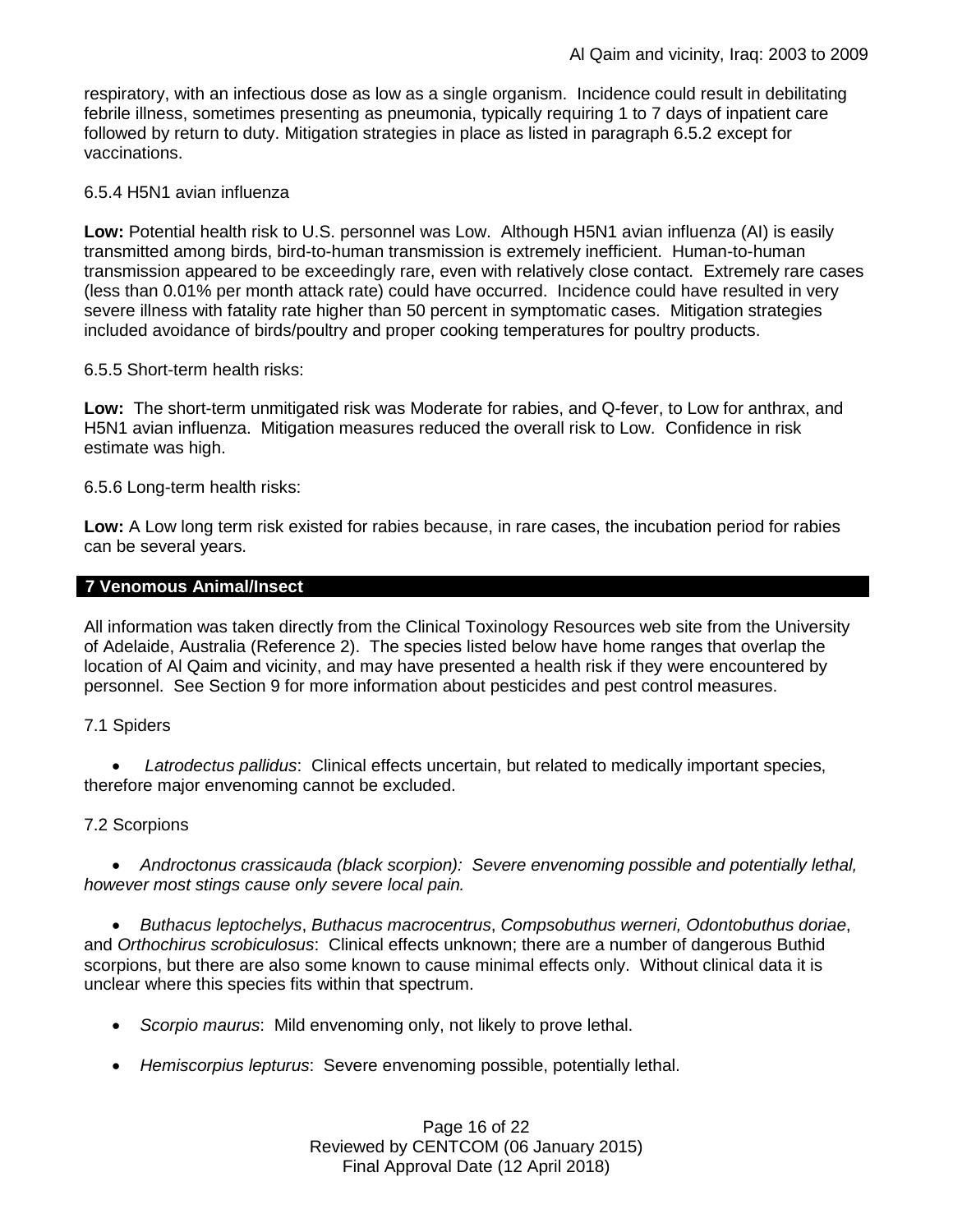respiratory, with an infectious dose as low as a single organism. Incidence could result in debilitating febrile illness, sometimes presenting as pneumonia, typically requiring 1 to 7 days of inpatient care followed by return to duty. Mitigation strategies in place as listed in paragraph 6.5.2 except for vaccinations.

6.5.4 H5N1 avian influenza

**Low:** Potential health risk to U.S. personnel was Low. Although H5N1 avian influenza (AI) is easily transmitted among birds, bird-to-human transmission is extremely inefficient. Human-to-human transmission appeared to be exceedingly rare, even with relatively close contact. Extremely rare cases (less than 0.01% per month attack rate) could have occurred. Incidence could have resulted in very severe illness with fatality rate higher than 50 percent in symptomatic cases. Mitigation strategies included avoidance of birds/poultry and proper cooking temperatures for poultry products.

6.5.5 Short-term health risks:

**Low:** The short-term unmitigated risk was Moderate for rabies, and Q-fever, to Low for anthrax, and H5N1 avian influenza. Mitigation measures reduced the overall risk to Low. Confidence in risk estimate was high.

6.5.6 Long-term health risks:

**Low:** A Low long term risk existed for rabies because, in rare cases, the incubation period for rabies can be several years.

## 7 Venomous Animal/Insect

All information was taken directly from the Clinical Toxinology Resources web site from the University of Adelaide, Australia (Reference 2). The species listed below have home ranges that overlap the location of Al Qaim and vicinity, and may have presented a health risk if they were encountered by personnel. See Section 9 for more information about pesticides and pest control measures.

7.1 Spiders

- *Latrodectus pallidus*: Clinical effects uncertain, but related to medically important species, therefore major envenoming cannot be excluded.

7.2 Scorpions

- *Androctonus crassicauda (black scorpion): Severe envenoming possible and potentially lethal, however most stings cause only severe local pain.*
- *Buthacus leptochelys*, *Buthacus macrocentrus*, *Compsobuthus werneri, Odontobuthus doriae*, and *Orthochirus scrobiculosus*: Clinical effects unknown; there are a number of dangerous Buthid scorpions, but there are also some known to cause minimal effects only. Without clinical data it is unclear where this species fits within that spectrum.
- *Scorpio maurus*: Mild envenoming only, not likely to prove lethal.
- *Hemiscorpius lepturus*: Severe envenoming possible, potentially lethal.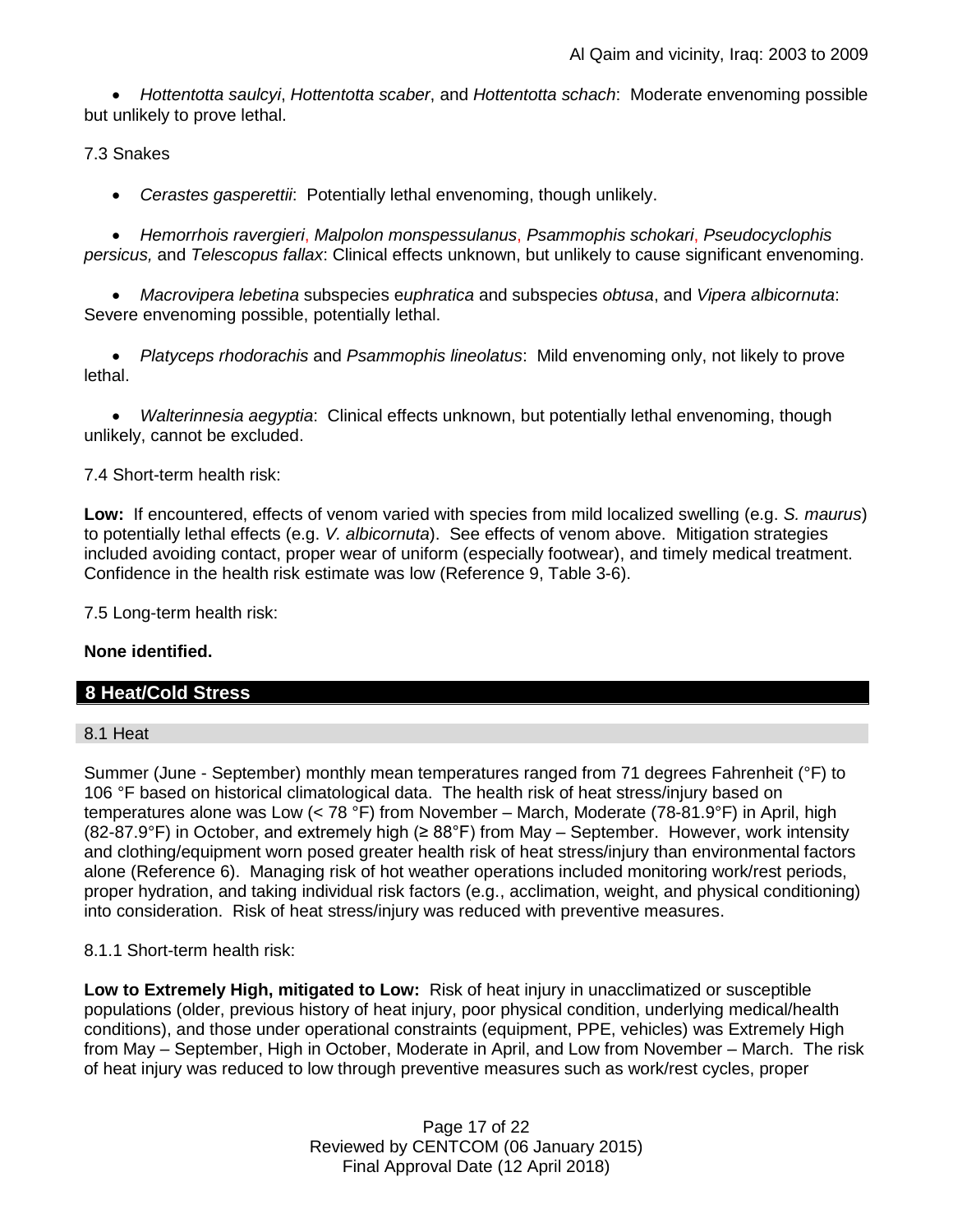- *Hottentotta saulcyi*, *Hottentotta scaber*, and *Hottentotta schach*: Moderate envenoming possible but unlikely to prove lethal.

7.3 Snakes

- *Cerastes gasperettii*: Potentially lethal envenoming, though unlikely.
- *Hemorrhois ravergieri*, *Malpolon monspessulanus*, *Psammophis schokari*, *Pseudocyclophis persicus,* and *Telescopus fallax*: Clinical effects unknown, but unlikely to cause significant envenoming.
- *Macrovipera lebetina* subspecies e*uphratica* and subspecies *obtusa*, and *Vipera albicornuta*: Severe envenoming possible, potentially lethal.
- *Platyceps rhodorachis* and *Psammophis lineolatus*: Mild envenoming only, not likely to prove lethal.
- *Walterinnesia aegyptia*: Clinical effects unknown, but potentially lethal envenoming, though unlikely, cannot be excluded.

7.4 Short-term health risk:

**Low:** If encountered, effects of venom varied with species from mild localized swelling (e.g. *S. maurus*) to potentially lethal effects (e.g. *V. albicornuta*). See effects of venom above. Mitigation strategies included avoiding contact, proper wear of uniform (especially footwear), and timely medical treatment. Confidence in the health risk estimate was low (Reference 9, Table 3-6).

7.5 Long-term health risk:

**None identified.**

## 8 Heat/Cold Stress

### 8.1 Heat

Summer (June - September) monthly mean temperatures ranged from 71 degrees Fahrenheit (°F) to 106 °F based on historical climatological data. The health risk of heat stress/injury based on temperatures alone was Low (< 78 °F) from November – March, Moderate (78-81.9°F) in April, high (82-87.9°F) in October, and extremely high (≥ 88°F) from May – September. However, work intensity and clothing/equipment worn posed greater health risk of heat stress/injury than environmental factors alone (Reference 6). Managing risk of hot weather operations included monitoring work/rest periods, proper hydration, and taking individual risk factors (e.g., acclimation, weight, and physical conditioning) into consideration. Risk of heat stress/injury was reduced with preventive measures.

8.1.1 Short-term health risk:

**Low to Extremely High, mitigated to Low:** Risk of heat injury in unacclimatized or susceptible populations (older, previous history of heat injury, poor physical condition, underlying medical/health conditions), and those under operational constraints (equipment, PPE, vehicles) was Extremely High from May – September, High in October, Moderate in April, and Low from November – March. The risk of heat injury was reduced to low through preventive measures such as work/rest cycles, proper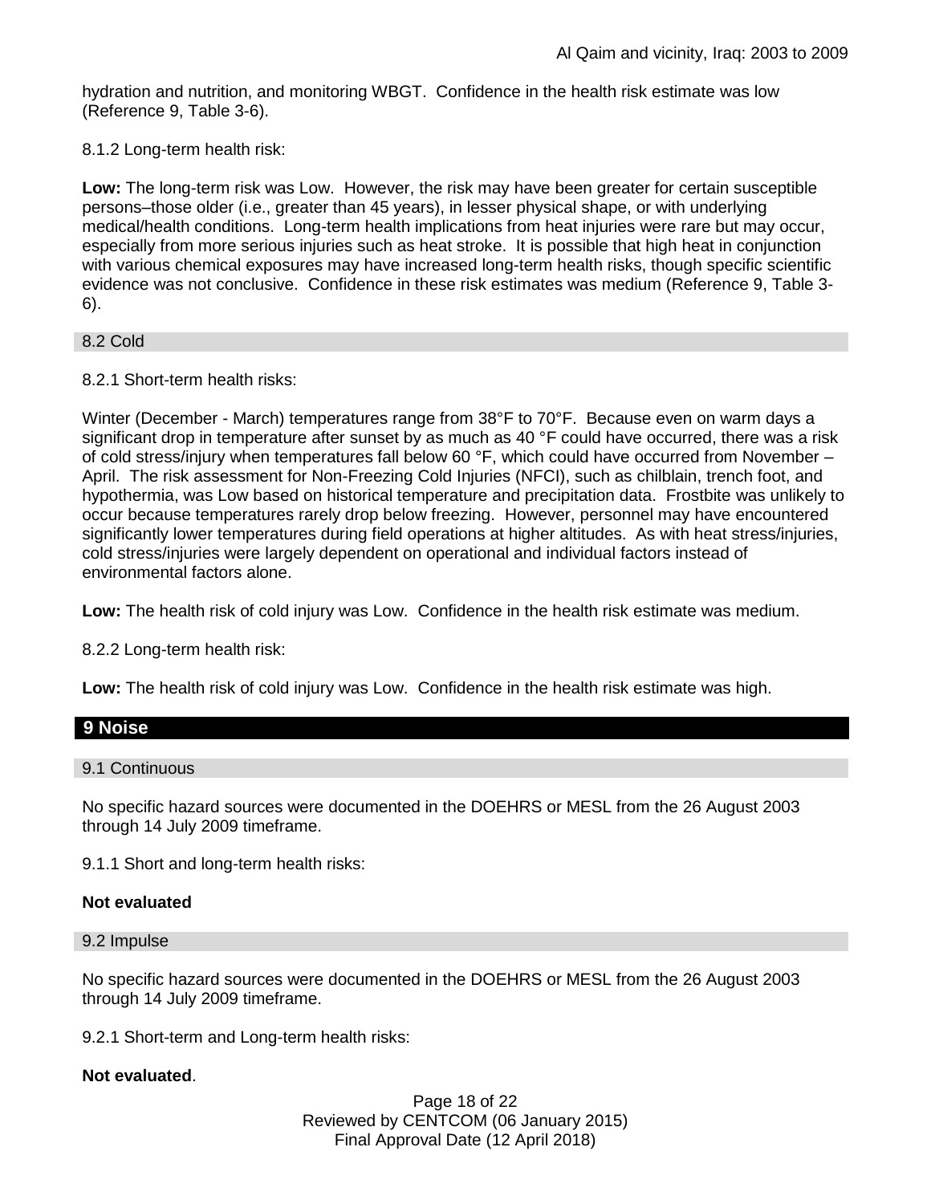hydration and nutrition, and monitoring WBGT. Confidence in the health risk estimate was low (Reference 9, Table 3-6).

8.1.2 Long-term health risk:

**Low:** The long-term risk was Low. However, the risk may have been greater for certain susceptible persons–those older (i.e., greater than 45 years), in lesser physical shape, or with underlying medical/health conditions. Long-term health implications from heat injuries were rare but may occur, especially from more serious injuries such as heat stroke. It is possible that high heat in conjunction with various chemical exposures may have increased long-term health risks, though specific scientific evidence was not conclusive. Confidence in these risk estimates was medium (Reference 9, Table 3-6).

### 8.2 Cold

8.2.1 Short-term health risks:

Winter (December - March) temperatures range from 38°F to 70°F. Because even on warm days a significant drop in temperature after sunset by as much as 40 °F could have occurred, there was a risk of cold stress/injury when temperatures fall below 60 °F, which could have occurred from November – April. The risk assessment for Non-Freezing Cold Injuries (NFCI), such as chilblain, trench foot, and hypothermia, was Low based on historical temperature and precipitation data. Frostbite was unlikely to occur because temperatures rarely drop below freezing. However, personnel may have encountered significantly lower temperatures during field operations at higher altitudes. As with heat stress/injuries, cold stress/injuries were largely dependent on operational and individual factors instead of environmental factors alone.

**Low:** The health risk of cold injury was Low. Confidence in the health risk estimate was medium.

8.2.2 Long-term health risk:

**Low:** The health risk of cold injury was Low. Confidence in the health risk estimate was high.

## 9 Noise

### 9.1 Continuous

No specific hazard sources were documented in the DOEHRS or MESL from the 26 August 2003 through 14 July 2009 timeframe.

9.1.1 Short and long-term health risks:

**Not evaluated**

### 9.2 Impulse

No specific hazard sources were documented in the DOEHRS or MESL from the 26 August 2003 through 14 July 2009 timeframe.

9.2.1 Short-term and Long-term health risks:

**Not evaluated**.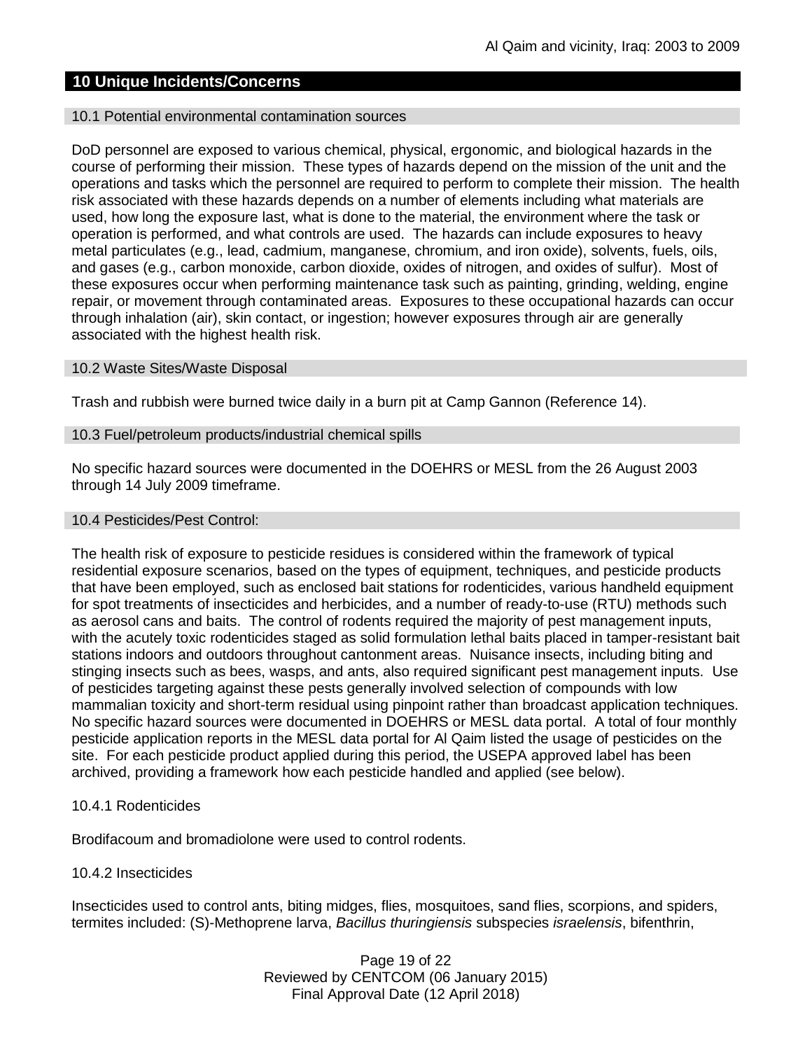## 10 Unique Incidents/Concerns

### 10.1 Potential environmental contamination sources

DoD personnel are exposed to various chemical, physical, ergonomic, and biological hazards in the course of performing their mission. These types of hazards depend on the mission of the unit and the operations and tasks which the personnel are required to perform to complete their mission. The health risk associated with these hazards depends on a number of elements including what materials are used, how long the exposure last, what is done to the material, the environment where the task or operation is performed, and what controls are used. The hazards can include exposures to heavy metal particulates (e.g., lead, cadmium, manganese, chromium, and iron oxide), solvents, fuels, oils, and gases (e.g., carbon monoxide, carbon dioxide, oxides of nitrogen, and oxides of sulfur). Most of these exposures occur when performing maintenance task such as painting, grinding, welding, engine repair, or movement through contaminated areas. Exposures to these occupational hazards can occur through inhalation (air), skin contact, or ingestion; however exposures through air are generally associated with the highest health risk.

### 10.2 Waste Sites/Waste Disposal

Trash and rubbish were burned twice daily in a burn pit at Camp Gannon (Reference 14).

### 10.3 Fuel/petroleum products/industrial chemical spills

No specific hazard sources were documented in the DOEHRS or MESL from the 26 August 2003 through 14 July 2009 timeframe.

### 10.4 Pesticides/Pest Control:

The health risk of exposure to pesticide residues is considered within the framework of typical residential exposure scenarios, based on the types of equipment, techniques, and pesticide products that have been employed, such as enclosed bait stations for rodenticides, various handheld equipment for spot treatments of insecticides and herbicides, and a number of ready-to-use (RTU) methods such as aerosol cans and baits. The control of rodents required the majority of pest management inputs, with the acutely toxic rodenticides staged as solid formulation lethal baits placed in tamper-resistant bait stations indoors and outdoors throughout cantonment areas. Nuisance insects, including biting and stinging insects such as bees, wasps, and ants, also required significant pest management inputs. Use of pesticides targeting against these pests generally involved selection of compounds with low mammalian toxicity and short-term residual using pinpoint rather than broadcast application techniques. No specific hazard sources were documented in DOEHRS or MESL data portal. A total of four monthly pesticide application reports in the MESL data portal for Al Qaim listed the usage of pesticides on the site. For each pesticide product applied during this period, the USEPA approved label has been archived, providing a framework how each pesticide handled and applied (see below).

#### 10.4.1 Rodenticides

Brodifacoum and bromadiolone were used to control rodents.

#### 10.4.2 Insecticides

Insecticides used to control ants, biting midges, flies, mosquitoes, sand flies, scorpions, and spiders, termites included: (S)-Methoprene larva, *Bacillus thuringiensis* subspecies *israelensis*, bifenthrin,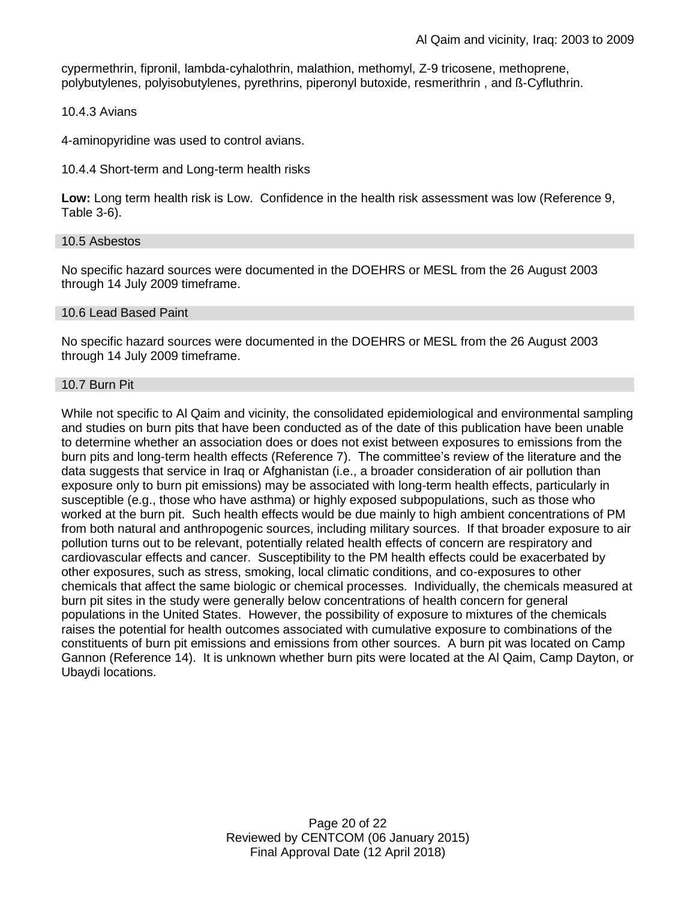cypermethrin, fipronil, lambda-cyhalothrin, malathion, methomyl, Z-9 tricosene, methoprene, polybutylenes, polyisobutylenes, pyrethrins, piperonyl butoxide, resmerithrin , and ß-Cyfluthrin.

#### 10.4.3 Avians

4-aminopyridine was used to control avians.

#### 10.4.4 Short-term and Long-term health risks

**Low:** Long term health risk is Low. Confidence in the health risk assessment was low (Reference 9, Table 3-6).

### 10.5 Asbestos

No specific hazard sources were documented in the DOEHRS or MESL from the 26 August 2003 through 14 July 2009 timeframe.

### 10.6 Lead Based Paint

No specific hazard sources were documented in the DOEHRS or MESL from the 26 August 2003 through 14 July 2009 timeframe.

### 10.7 Burn Pit

While not specific to Al Qaim and vicinity, the consolidated epidemiological and environmental sampling and studies on burn pits that have been conducted as of the date of this publication have been unable to determine whether an association does or does not exist between exposures to emissions from the burn pits and long-term health effects (Reference 7). The committee's review of the literature and the data suggests that service in Iraq or Afghanistan (i.e., a broader consideration of air pollution than exposure only to burn pit emissions) may be associated with long-term health effects, particularly in susceptible (e.g., those who have asthma) or highly exposed subpopulations, such as those who worked at the burn pit. Such health effects would be due mainly to high ambient concentrations of PM from both natural and anthropogenic sources, including military sources. If that broader exposure to air pollution turns out to be relevant, potentially related health effects of concern are respiratory and cardiovascular effects and cancer. Susceptibility to the PM health effects could be exacerbated by other exposures, such as stress, smoking, local climatic conditions, and co-exposures to other chemicals that affect the same biologic or chemical processes. Individually, the chemicals measured at burn pit sites in the study were generally below concentrations of health concern for general populations in the United States. However, the possibility of exposure to mixtures of the chemicals raises the potential for health outcomes associated with cumulative exposure to combinations of the constituents of burn pit emissions and emissions from other sources. A burn pit was located on Camp Gannon (Reference 14). It is unknown whether burn pits were located at the Al Qaim, Camp Dayton, or Ubaydi locations.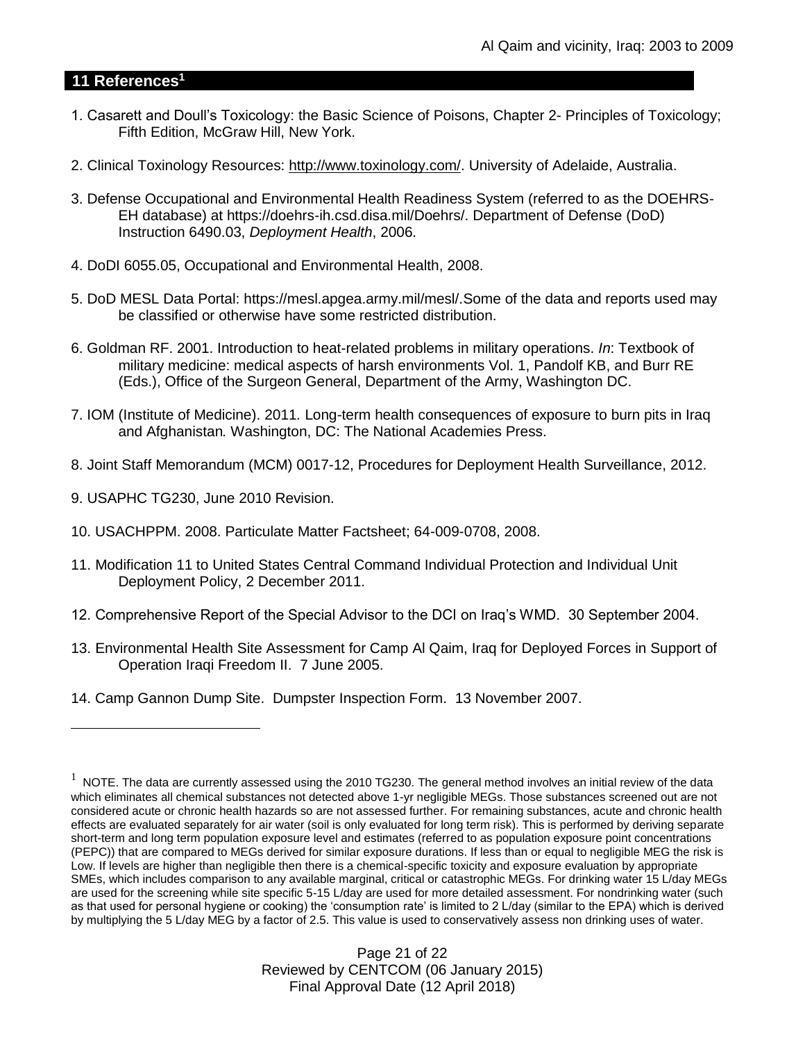## 11 References[1]

1. Casarett and Doull's Toxicology: the Basic Science of Poisons, Chapter 2- Principles of Toxicology; Fifth Edition, McGraw Hill, New York.

2. Clinical Toxinology Resources: http://www.toxinology.com/. University of Adelaide, Australia.

3. Defense Occupational and Environmental Health Readiness System (referred to as the DOEHRS-EH database) at https://doehrs-ih.csd.disa.mil/Doehrs/. Department of Defense (DoD) Instruction 6490.03, *Deployment Health*, 2006.

4. DoDI 6055.05, Occupational and Environmental Health, 2008.

5. DoD MESL Data Portal: https://mesl.apgea.army.mil/mesl/.Some of the data and reports used may be classified or otherwise have some restricted distribution.

6. Goldman RF. 2001. Introduction to heat-related problems in military operations. *In*: Textbook of military medicine: medical aspects of harsh environments Vol. 1, Pandolf KB, and Burr RE (Eds.), Office of the Surgeon General, Department of the Army, Washington DC.

7. IOM (Institute of Medicine). 2011*.* Long-term health consequences of exposure to burn pits in Iraq and Afghanistan*.* Washington, DC: The National Academies Press.

8. Joint Staff Memorandum (MCM) 0017-12, Procedures for Deployment Health Surveillance, 2012.

9. USAPHC TG230, June 2010 Revision.

10. USACHPPM. 2008. Particulate Matter Factsheet; 64-009-0708, 2008.

11. Modification 11 to United States Central Command Individual Protection and Individual Unit Deployment Policy, 2 December 2011.

12. Comprehensive Report of the Special Advisor to the DCI on Iraq's WMD. 30 September 2004.

13. Environmental Health Site Assessment for Camp Al Qaim, Iraq for Deployed Forces in Support of Operation Iraqi Freedom II. 7 June 2005.

14. Camp Gannon Dump Site. Dumpster Inspection Form. 13 November 2007.

---

[1] NOTE. The data are currently assessed using the 2010 TG230. The general method involves an initial review of the data which eliminates all chemical substances not detected above 1-yr negligible MEGs. Those substances screened out are not considered acute or chronic health hazards so are not assessed further. For remaining substances, acute and chronic health effects are evaluated separately for air water (soil is only evaluated for long term risk). This is performed by deriving separate short-term and long term population exposure level and estimates (referred to as population exposure point concentrations (PEPC)) that are compared to MEGs derived for similar exposure durations. If less than or equal to negligible MEG the risk is Low. If levels are higher than negligible then there is a chemical-specific toxicity and exposure evaluation by appropriate SMEs, which includes comparison to any available marginal, critical or catastrophic MEGs. For drinking water 15 L/day MEGs are used for the screening while site specific 5-15 L/day are used for more detailed assessment. For nondrinking water (such as that used for personal hygiene or cooking) the 'consumption rate' is limited to 2 L/day (similar to the EPA) which is derived by multiplying the 5 L/day MEG by a factor of 2.5. This value is used to conservatively assess non drinking uses of water.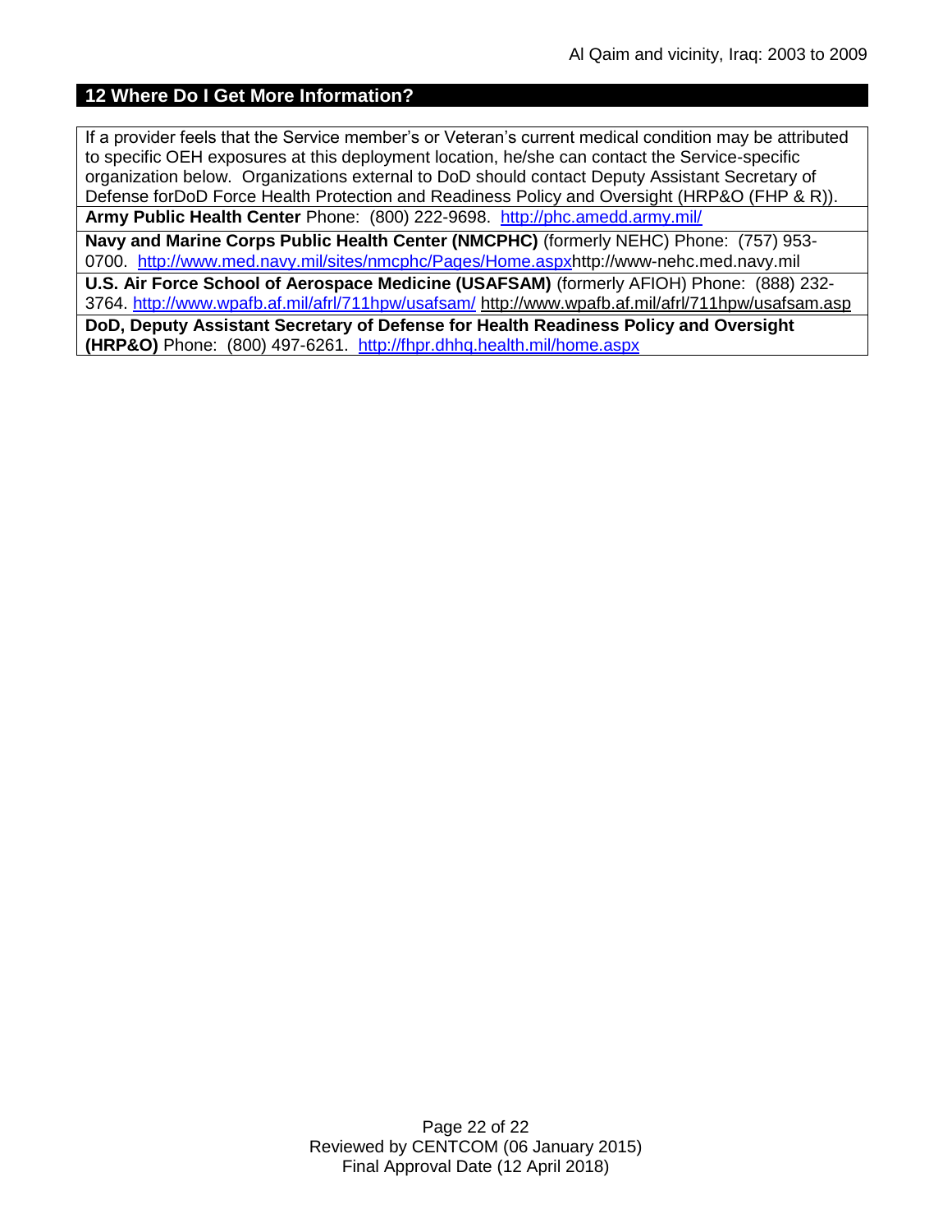## 12 Where Do I Get More Information?

| |
|---|
| If a provider feels that the Service member's or Veteran's current medical condition may be attributed to specific OEH exposures at this deployment location, he/she can contact the Service-specific organization below. Organizations external to DoD should contact Deputy Assistant Secretary of Defense forDoD Force Health Protection and Readiness Policy and Oversight (HRP&O (FHP & R)). |
| **Army Public Health Center** Phone: (800) 222-9698. http://phc.amedd.army.mil/ |
| **Navy and Marine Corps Public Health Center (NMCPHC)** (formerly NEHC) Phone: (757) 953-0700. http://www.med.navy.mil/sites/nmcphc/Pages/Home.aspxhttp://www-nehc.med.navy.mil |
| **U.S. Air Force School of Aerospace Medicine (USAFSAM)** (formerly AFIOH) Phone: (888) 232-3764. http://www.wpafb.af.mil/afrl/711hpw/usafsam/ http://www.wpafb.af.mil/afrl/711hpw/usafsam.asp |
| **DoD, Deputy Assistant Secretary of Defense for Health Readiness Policy and Oversight (HRP&O)** Phone: (800) 497-6261. http://fhpr.dhhq.health.mil/home.aspx |

Reviewed by CENTCOM (06 January 2015)
Final Approval Date (12 April 2018)